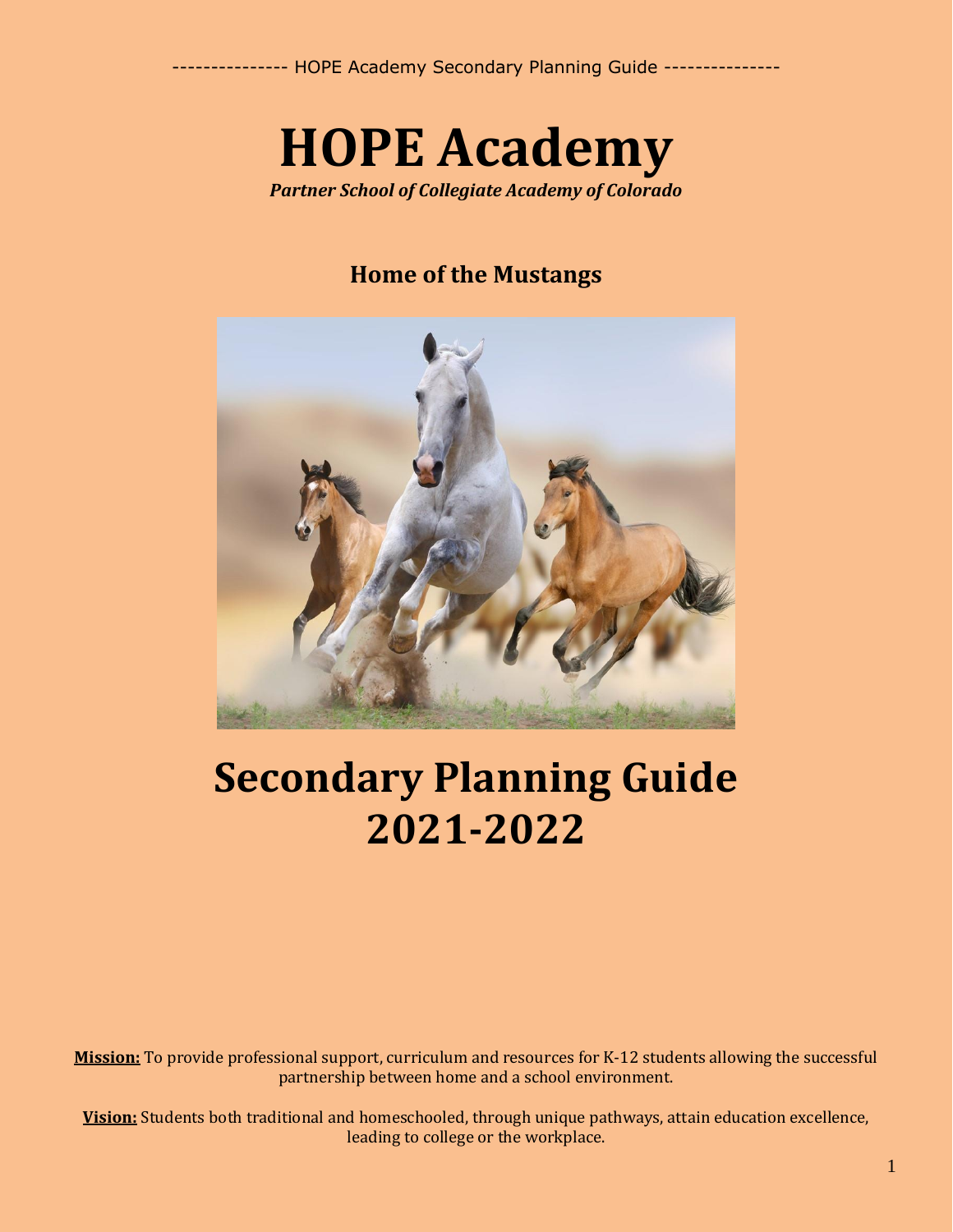# HOPE Academy

***Partner School of Collegiate Academy of Colorado***

**Home of the Mustangs**

# Secondary Planning Guide 2021-2022

**Mission:** To provide professional support, curriculum and resources for K-12 students allowing the successful partnership between home and a school environment.

**Vision:** Students both traditional and homeschooled, through unique pathways, attain education excellence, leading to college or the workplace.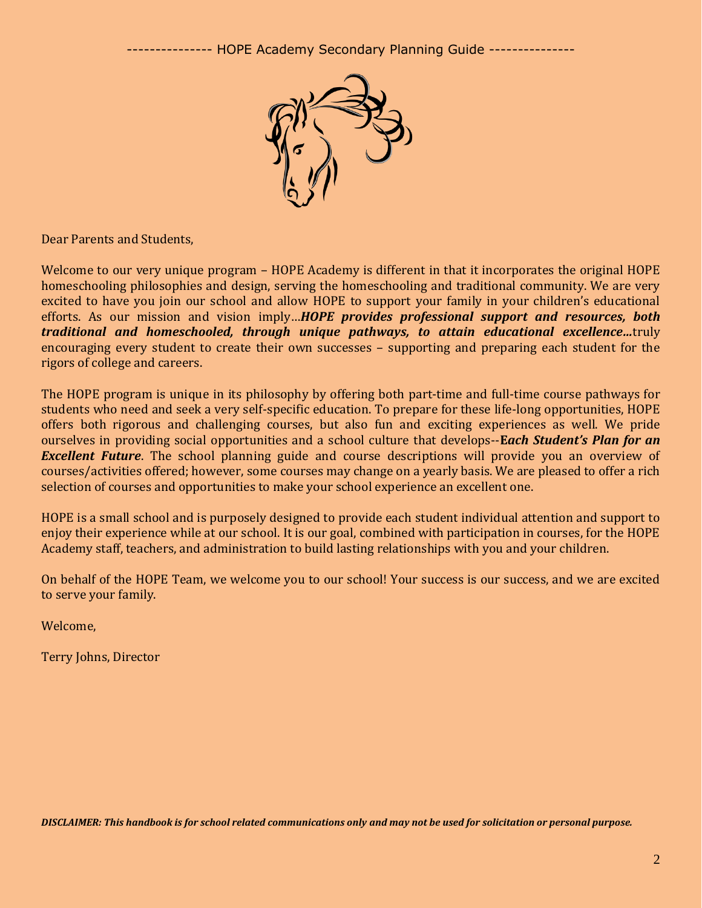Dear Parents and Students,

Welcome to our very unique program – HOPE Academy is different in that it incorporates the original HOPE homeschooling philosophies and design, serving the homeschooling and traditional community. We are very excited to have you join our school and allow HOPE to support your family in your children's educational efforts. As our mission and vision imply…***HOPE provides professional support and resources, both traditional and homeschooled, through unique pathways, to attain educational excellence…***truly encouraging every student to create their own successes – supporting and preparing each student for the rigors of college and careers.

The HOPE program is unique in its philosophy by offering both part-time and full-time course pathways for students who need and seek a very self-specific education. To prepare for these life-long opportunities, HOPE offers both rigorous and challenging courses, but also fun and exciting experiences as well. We pride ourselves in providing social opportunities and a school culture that develops--***Each Student's Plan for an Excellent Future***. The school planning guide and course descriptions will provide you an overview of courses/activities offered; however, some courses may change on a yearly basis. We are pleased to offer a rich selection of courses and opportunities to make your school experience an excellent one.

HOPE is a small school and is purposely designed to provide each student individual attention and support to enjoy their experience while at our school. It is our goal, combined with participation in courses, for the HOPE Academy staff, teachers, and administration to build lasting relationships with you and your children.

On behalf of the HOPE Team, we welcome you to our school! Your success is our success, and we are excited to serve your family.

Welcome,

Terry Johns, Director

***DISCLAIMER: This handbook is for school related communications only and may not be used for solicitation or personal purpose.***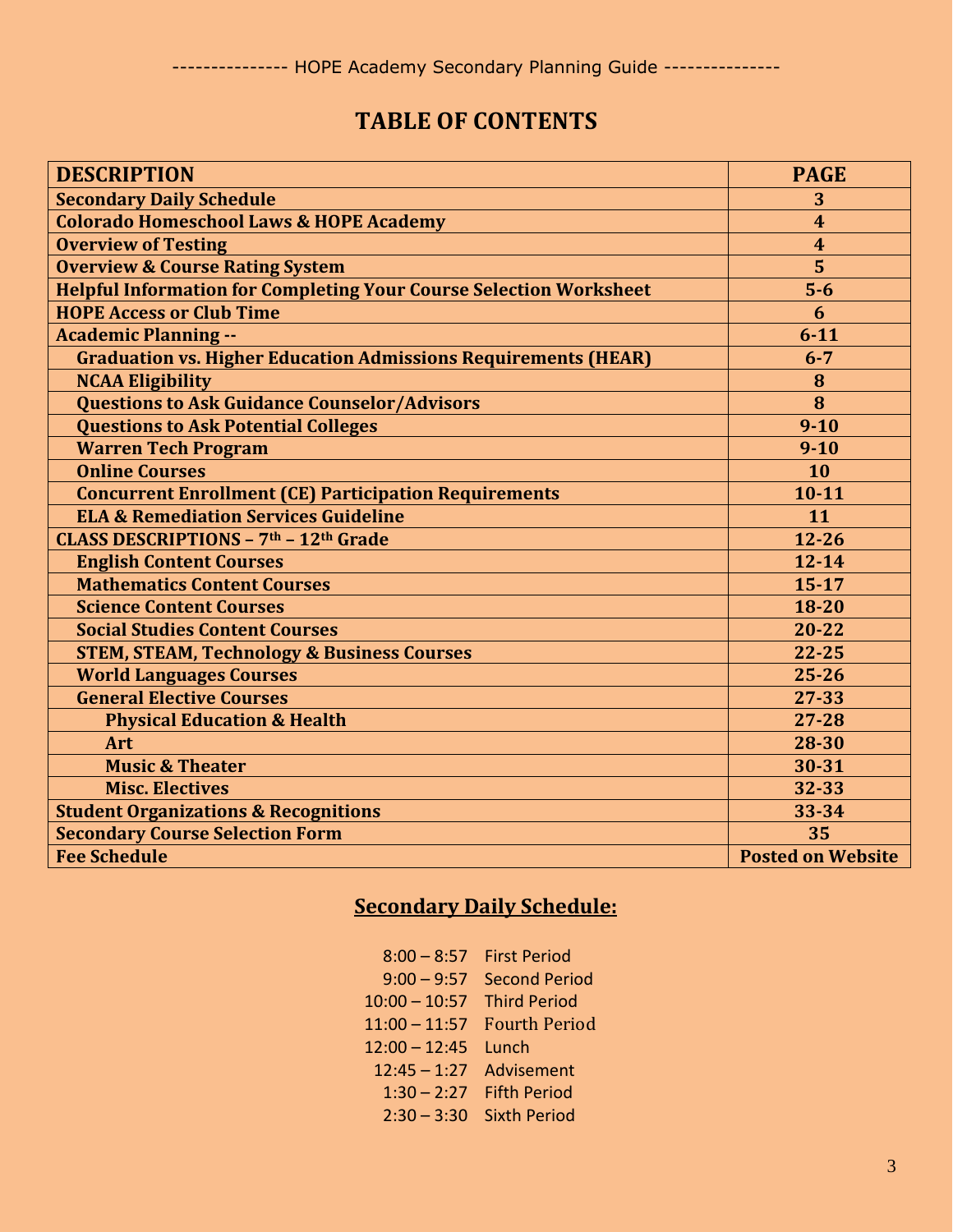# TABLE OF CONTENTS

| DESCRIPTION | PAGE |
|---|---|
| **Secondary Daily Schedule** | **3** |
| **Colorado Homeschool Laws & HOPE Academy** | **4** |
| **Overview of Testing** | **4** |
| **Overview & Course Rating System** | **5** |
| **Helpful Information for Completing Your Course Selection Worksheet** | **5-6** |
| **HOPE Access or Club Time** | **6** |
| **Academic Planning --** | **6-11** |
| &nbsp;&nbsp;&nbsp;&nbsp;**Graduation vs. Higher Education Admissions Requirements (HEAR)** | **6-7** |
| &nbsp;&nbsp;&nbsp;&nbsp;**NCAA Eligibility** | **8** |
| &nbsp;&nbsp;&nbsp;&nbsp;**Questions to Ask Guidance Counselor/Advisors** | **8** |
| &nbsp;&nbsp;&nbsp;&nbsp;**Questions to Ask Potential Colleges** | **9-10** |
| &nbsp;&nbsp;&nbsp;&nbsp;**Warren Tech Program** | **9-10** |
| &nbsp;&nbsp;&nbsp;&nbsp;**Online Courses** | **10** |
| &nbsp;&nbsp;&nbsp;&nbsp;**Concurrent Enrollment (CE) Participation Requirements** | **10-11** |
| &nbsp;&nbsp;&nbsp;&nbsp;**ELA & Remediation Services Guideline** | **11** |
| **CLASS DESCRIPTIONS – 7th – 12th Grade** | **12-26** |
| &nbsp;&nbsp;&nbsp;&nbsp;**English Content Courses** | **12-14** |
| &nbsp;&nbsp;&nbsp;&nbsp;**Mathematics Content Courses** | **15-17** |
| &nbsp;&nbsp;&nbsp;&nbsp;**Science Content Courses** | **18-20** |
| &nbsp;&nbsp;&nbsp;&nbsp;**Social Studies Content Courses** | **20-22** |
| &nbsp;&nbsp;&nbsp;&nbsp;**STEM, STEAM, Technology & Business Courses** | **22-25** |
| &nbsp;&nbsp;&nbsp;&nbsp;**World Languages Courses** | **25-26** |
| &nbsp;&nbsp;&nbsp;&nbsp;**General Elective Courses** | **27-33** |
| &nbsp;&nbsp;&nbsp;&nbsp;&nbsp;&nbsp;&nbsp;&nbsp;**Physical Education & Health** | **27-28** |
| &nbsp;&nbsp;&nbsp;&nbsp;&nbsp;&nbsp;&nbsp;&nbsp;**Art** | **28-30** |
| &nbsp;&nbsp;&nbsp;&nbsp;&nbsp;&nbsp;&nbsp;&nbsp;**Music & Theater** | **30-31** |
| &nbsp;&nbsp;&nbsp;&nbsp;&nbsp;&nbsp;&nbsp;&nbsp;**Misc. Electives** | **32-33** |
| **Student Organizations & Recognitions** | **33-34** |
| **Secondary Course Selection Form** | **35** |
| **Fee Schedule** | **Posted on Website** |

## Secondary Daily Schedule:

| Time | Period |
|---|---|
| 8:00 – 8:57 | First Period |
| 9:00 – 9:57 | Second Period |
| 10:00 – 10:57 | Third Period |
| 11:00 – 11:57 | Fourth Period |
| 12:00 – 12:45 | Lunch |
| 12:45 – 1:27 | Advisement |
| 1:30 – 2:27 | Fifth Period |
| 2:30 – 3:30 | Sixth Period |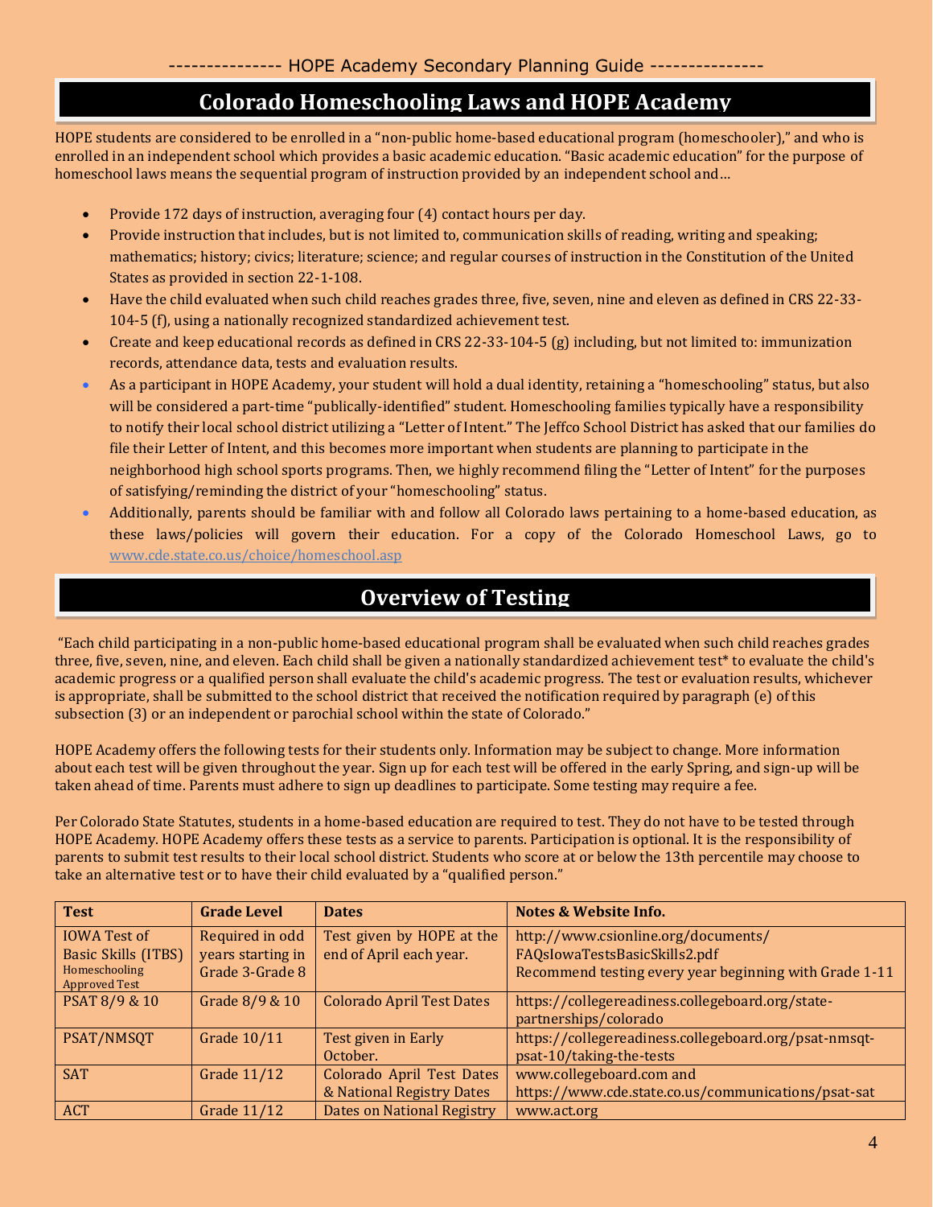## Colorado Homeschooling Laws and HOPE Academy

HOPE students are considered to be enrolled in a "non-public home-based educational program (homeschooler)," and who is enrolled in an independent school which provides a basic academic education. "Basic academic education" for the purpose of homeschool laws means the sequential program of instruction provided by an independent school and…

- Provide 172 days of instruction, averaging four (4) contact hours per day.
- Provide instruction that includes, but is not limited to, communication skills of reading, writing and speaking; mathematics; history; civics; literature; science; and regular courses of instruction in the Constitution of the United States as provided in section 22-1-108.
- Have the child evaluated when such child reaches grades three, five, seven, nine and eleven as defined in CRS 22-33-104-5 (f), using a nationally recognized standardized achievement test.
- Create and keep educational records as defined in CRS 22-33-104-5 (g) including, but not limited to: immunization records, attendance data, tests and evaluation results.
- As a participant in HOPE Academy, your student will hold a dual identity, retaining a "homeschooling" status, but also will be considered a part-time "publically-identified" student. Homeschooling families typically have a responsibility to notify their local school district utilizing a "Letter of Intent." The Jeffco School District has asked that our families do file their Letter of Intent, and this becomes more important when students are planning to participate in the neighborhood high school sports programs. Then, we highly recommend filing the "Letter of Intent" for the purposes of satisfying/reminding the district of your "homeschooling" status.
- Additionally, parents should be familiar with and follow all Colorado laws pertaining to a home-based education, as these laws/policies will govern their education. For a copy of the Colorado Homeschool Laws, go to www.cde.state.co.us/choice/homeschool.asp

## Overview of Testing

"Each child participating in a non-public home-based educational program shall be evaluated when such child reaches grades three, five, seven, nine, and eleven. Each child shall be given a nationally standardized achievement test* to evaluate the child's academic progress or a qualified person shall evaluate the child's academic progress. The test or evaluation results, whichever is appropriate, shall be submitted to the school district that received the notification required by paragraph (e) of this subsection (3) or an independent or parochial school within the state of Colorado."

HOPE Academy offers the following tests for their students only. Information may be subject to change. More information about each test will be given throughout the year. Sign up for each test will be offered in the early Spring, and sign-up will be taken ahead of time. Parents must adhere to sign up deadlines to participate. Some testing may require a fee.

Per Colorado State Statutes, students in a home-based education are required to test. They do not have to be tested through HOPE Academy. HOPE Academy offers these tests as a service to parents. Participation is optional. It is the responsibility of parents to submit test results to their local school district. Students who score at or below the 13th percentile may choose to take an alternative test or to have their child evaluated by a "qualified person."

| Test | Grade Level | Dates | Notes & Website Info. |
|---|---|---|---|
| IOWA Test of Basic Skills (ITBS) Homeschooling Approved Test | Required in odd years starting in Grade 3-Grade 8 | Test given by HOPE at the end of April each year. | http://www.csionline.org/documents/FAQsIowaTestsBasicSkills2.pdf Recommend testing every year beginning with Grade 1-11 |
| PSAT 8/9 & 10 | Grade 8/9 & 10 | Colorado April Test Dates | https://collegereadiness.collegeboard.org/state-partnerships/colorado |
| PSAT/NMSQT | Grade 10/11 | Test given in Early October. | https://collegereadiness.collegeboard.org/psat-nmsqt-psat-10/taking-the-tests |
| SAT | Grade 11/12 | Colorado April Test Dates & National Registry Dates | www.collegeboard.com and https://www.cde.state.co.us/communications/psat-sat |
| ACT | Grade 11/12 | Dates on National Registry | www.act.org |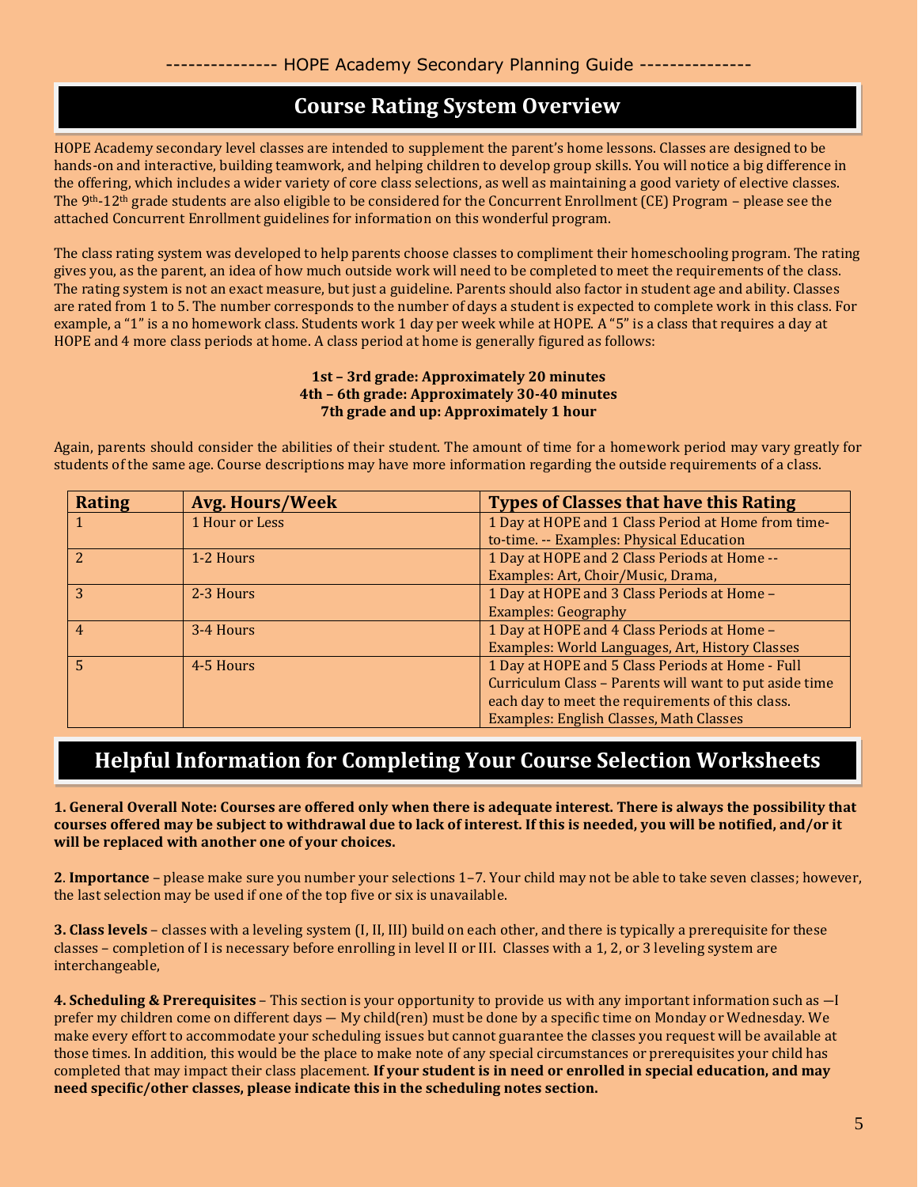## Course Rating System Overview

HOPE Academy secondary level classes are intended to supplement the parent's home lessons. Classes are designed to be hands-on and interactive, building teamwork, and helping children to develop group skills. You will notice a big difference in the offering, which includes a wider variety of core class selections, as well as maintaining a good variety of elective classes. The 9th-12th grade students are also eligible to be considered for the Concurrent Enrollment (CE) Program – please see the attached Concurrent Enrollment guidelines for information on this wonderful program.

The class rating system was developed to help parents choose classes to compliment their homeschooling program. The rating gives you, as the parent, an idea of how much outside work will need to be completed to meet the requirements of the class. The rating system is not an exact measure, but just a guideline. Parents should also factor in student age and ability. Classes are rated from 1 to 5. The number corresponds to the number of days a student is expected to complete work in this class. For example, a "1" is a no homework class. Students work 1 day per week while at HOPE. A "5" is a class that requires a day at HOPE and 4 more class periods at home. A class period at home is generally figured as follows:

**1st – 3rd grade: Approximately 20 minutes**
**4th – 6th grade: Approximately 30-40 minutes**
**7th grade and up: Approximately 1 hour**

Again, parents should consider the abilities of their student. The amount of time for a homework period may vary greatly for students of the same age. Course descriptions may have more information regarding the outside requirements of a class.

| Rating | Avg. Hours/Week | Types of Classes that have this Rating |
|---|---|---|
| 1 | 1 Hour or Less | 1 Day at HOPE and 1 Class Period at Home from time-to-time. -- Examples: Physical Education |
| 2 | 1-2 Hours | 1 Day at HOPE and 2 Class Periods at Home -- Examples: Art, Choir/Music, Drama, |
| 3 | 2-3 Hours | 1 Day at HOPE and 3 Class Periods at Home – Examples: Geography |
| 4 | 3-4 Hours | 1 Day at HOPE and 4 Class Periods at Home – Examples: World Languages, Art, History Classes |
| 5 | 4-5 Hours | 1 Day at HOPE and 5 Class Periods at Home - Full Curriculum Class – Parents will want to put aside time each day to meet the requirements of this class. Examples: English Classes, Math Classes |

## Helpful Information for Completing Your Course Selection Worksheets

**1. General Overall Note: Courses are offered only when there is adequate interest. There is always the possibility that courses offered may be subject to withdrawal due to lack of interest. If this is needed, you will be notified, and/or it will be replaced with another one of your choices.**

**2**. **Importance** – please make sure you number your selections 1–7. Your child may not be able to take seven classes; however, the last selection may be used if one of the top five or six is unavailable.

**3. Class levels** – classes with a leveling system (I, II, III) build on each other, and there is typically a prerequisite for these classes – completion of I is necessary before enrolling in level II or III. Classes with a 1, 2, or 3 leveling system are interchangeable,

**4. Scheduling & Prerequisites** – This section is your opportunity to provide us with any important information such as —I prefer my children come on different days — My child(ren) must be done by a specific time on Monday or Wednesday. We make every effort to accommodate your scheduling issues but cannot guarantee the classes you request will be available at those times. In addition, this would be the place to make note of any special circumstances or prerequisites your child has completed that may impact their class placement. **If your student is in need or enrolled in special education, and may need specific/other classes, please indicate this in the scheduling notes section.**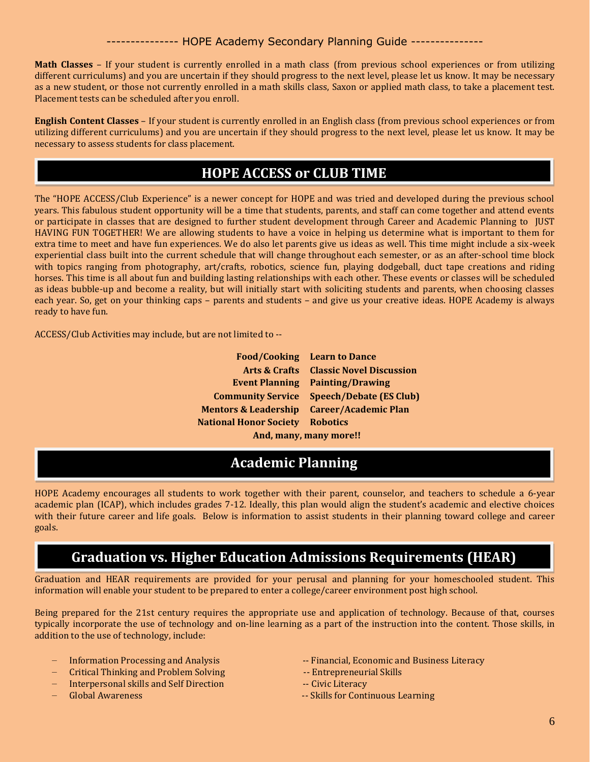**Math Classes** – If your student is currently enrolled in a math class (from previous school experiences or from utilizing different curriculums) and you are uncertain if they should progress to the next level, please let us know. It may be necessary as a new student, or those not currently enrolled in a math skills class, Saxon or applied math class, to take a placement test. Placement tests can be scheduled after you enroll.

**English Content Classes** – If your student is currently enrolled in an English class (from previous school experiences or from utilizing different curriculums) and you are uncertain if they should progress to the next level, please let us know. It may be necessary to assess students for class placement.

## HOPE ACCESS or CLUB TIME

The "HOPE ACCESS/Club Experience" is a newer concept for HOPE and was tried and developed during the previous school years. This fabulous student opportunity will be a time that students, parents, and staff can come together and attend events or participate in classes that are designed to further student development through Career and Academic Planning to JUST HAVING FUN TOGETHER! We are allowing students to have a voice in helping us determine what is important to them for extra time to meet and have fun experiences. We do also let parents give us ideas as well. This time might include a six-week experiential class built into the current schedule that will change throughout each semester, or as an after-school time block with topics ranging from photography, art/crafts, robotics, science fun, playing dodgeball, duct tape creations and riding horses. This time is all about fun and building lasting relationships with each other. These events or classes will be scheduled as ideas bubble-up and become a reality, but will initially start with soliciting students and parents, when choosing classes each year. So, get on your thinking caps – parents and students – and give us your creative ideas. HOPE Academy is always ready to have fun.

ACCESS/Club Activities may include, but are not limited to --

| | |
|---|---|
| **Food/Cooking** | **Learn to Dance** |
| **Arts & Crafts** | **Classic Novel Discussion** |
| **Event Planning** | **Painting/Drawing** |
| **Community Service** | **Speech/Debate (ES Club)** |
| **Mentors & Leadership** | **Career/Academic Plan** |
| **National Honor Society** | **Robotics** |

**And, many, many more!!**

## Academic Planning

HOPE Academy encourages all students to work together with their parent, counselor, and teachers to schedule a 6-year academic plan (ICAP), which includes grades 7-12. Ideally, this plan would align the student's academic and elective choices with their future career and life goals. Below is information to assist students in their planning toward college and career goals.

## Graduation vs. Higher Education Admissions Requirements (HEAR)

Graduation and HEAR requirements are provided for your perusal and planning for your homeschooled student. This information will enable your student to be prepared to enter a college/career environment post high school.

Being prepared for the 21st century requires the appropriate use and application of technology. Because of that, courses typically incorporate the use of technology and on-line learning as a part of the instruction into the content. Those skills, in addition to the use of technology, include:

- Information Processing and Analysis
- Critical Thinking and Problem Solving
- Interpersonal skills and Self Direction
- Global Awareness
- Financial, Economic and Business Literacy
- Entrepreneurial Skills
- Civic Literacy
- Skills for Continuous Learning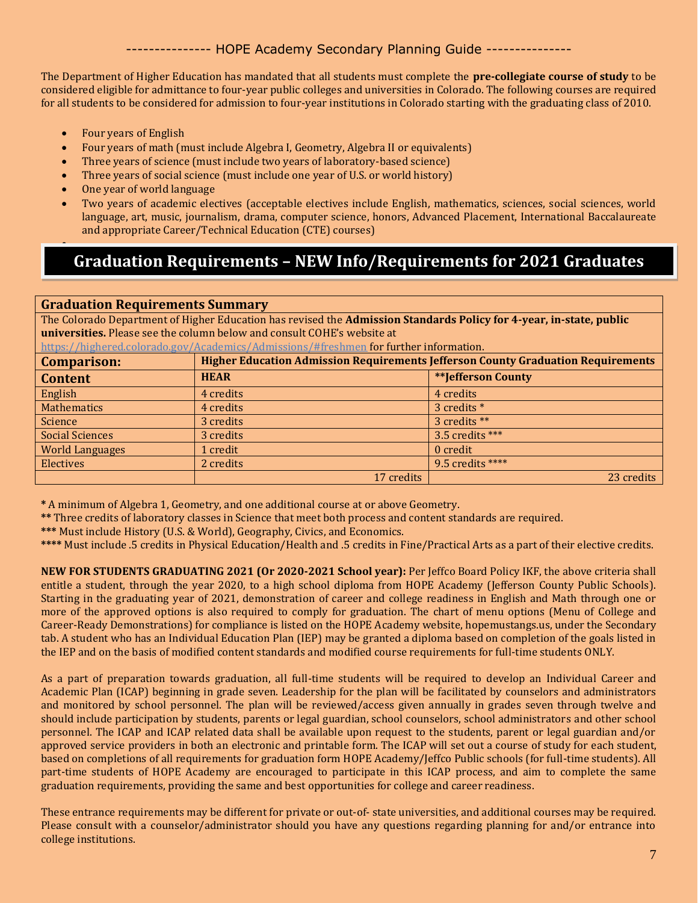The Department of Higher Education has mandated that all students must complete the **pre-collegiate course of study** to be considered eligible for admittance to four-year public colleges and universities in Colorado. The following courses are required for all students to be considered for admission to four-year institutions in Colorado starting with the graduating class of 2010.

- Four years of English
- Four years of math (must include Algebra I, Geometry, Algebra II or equivalents)
- Three years of science (must include two years of laboratory-based science)
- Three years of social science (must include one year of U.S. or world history)
- One year of world language
- Two years of academic electives (acceptable electives include English, mathematics, sciences, social sciences, world language, art, music, journalism, drama, computer science, honors, Advanced Placement, International Baccalaureate and appropriate Career/Technical Education (CTE) courses)

# Graduation Requirements – NEW Info/Requirements for 2021 Graduates

**Graduation Requirements Summary**

The Colorado Department of Higher Education has revised the **Admission Standards Policy for 4-year, in-state, public universities.** Please see the column below and consult COHE's website at https://highered.colorado.gov/Academics/Admissions/#freshmen for further information.

| **Comparison:** | **Higher Education Admission Requirements Jefferson County Graduation Requirements** | |
|---|---|---|
| **Content** | **HEAR** | **\*\*Jefferson County** |
| English | 4 credits | 4 credits |
| Mathematics | 4 credits | 3 credits * |
| Science | 3 credits | 3 credits ** |
| Social Sciences | 3 credits | 3.5 credits *** |
| World Languages | 1 credit | 0 credit |
| Electives | 2 credits | 9.5 credits **** |
| | 17 credits | 23 credits |

**\*** A minimum of Algebra 1, Geometry, and one additional course at or above Geometry.

**\*\*** Three credits of laboratory classes in Science that meet both process and content standards are required.

**\*\*\*** Must include History (U.S. & World), Geography, Civics, and Economics.

**\*\*\*\*** Must include .5 credits in Physical Education/Health and .5 credits in Fine/Practical Arts as a part of their elective credits.

**NEW FOR STUDENTS GRADUATING 2021 (Or 2020-2021 School year):** Per Jeffco Board Policy IKF, the above criteria shall entitle a student, through the year 2020, to a high school diploma from HOPE Academy (Jefferson County Public Schools). Starting in the graduating year of 2021, demonstration of career and college readiness in English and Math through one or more of the approved options is also required to comply for graduation. The chart of menu options (Menu of College and Career-Ready Demonstrations) for compliance is listed on the HOPE Academy website, hopemustangs.us, under the Secondary tab. A student who has an Individual Education Plan (IEP) may be granted a diploma based on completion of the goals listed in the IEP and on the basis of modified content standards and modified course requirements for full-time students ONLY.

As a part of preparation towards graduation, all full-time students will be required to develop an Individual Career and Academic Plan (ICAP) beginning in grade seven. Leadership for the plan will be facilitated by counselors and administrators and monitored by school personnel. The plan will be reviewed/access given annually in grades seven through twelve and should include participation by students, parents or legal guardian, school counselors, school administrators and other school personnel. The ICAP and ICAP related data shall be available upon request to the students, parent or legal guardian and/or approved service providers in both an electronic and printable form. The ICAP will set out a course of study for each student, based on completions of all requirements for graduation form HOPE Academy/Jeffco Public schools (for full-time students). All part-time students of HOPE Academy are encouraged to participate in this ICAP process, and aim to complete the same graduation requirements, providing the same and best opportunities for college and career readiness.

These entrance requirements may be different for private or out-of- state universities, and additional courses may be required. Please consult with a counselor/administrator should you have any questions regarding planning for and/or entrance into college institutions.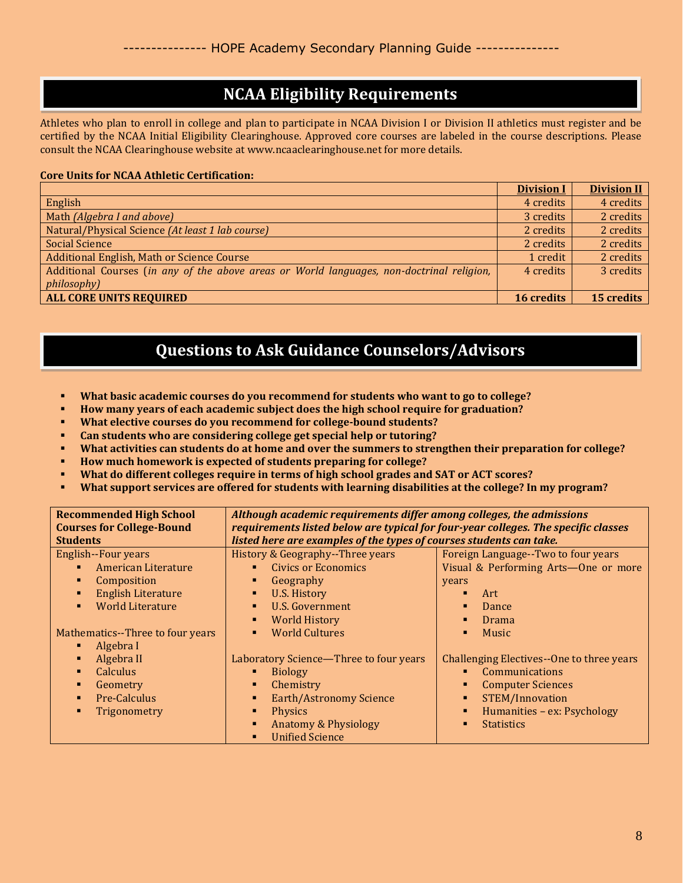## NCAA Eligibility Requirements

Athletes who plan to enroll in college and plan to participate in NCAA Division I or Division II athletics must register and be certified by the NCAA Initial Eligibility Clearinghouse. Approved core courses are labeled in the course descriptions. Please consult the NCAA Clearinghouse website at www.ncaaclearinghouse.net for more details.

**Core Units for NCAA Athletic Certification:**

| | **Division I** | **Division II** |
|---|---|---|
| English | 4 credits | 4 credits |
| Math *(Algebra I and above)* | 3 credits | 2 credits |
| Natural/Physical Science *(At least 1 lab course)* | 2 credits | 2 credits |
| Social Science | 2 credits | 2 credits |
| Additional English, Math or Science Course | 1 credit | 2 credits |
| Additional Courses (*in any of the above areas or World languages, non-doctrinal religion, philosophy)* | 4 credits | 3 credits |
| **ALL CORE UNITS REQUIRED** | **16 credits** | **15 credits** |

## Questions to Ask Guidance Counselors/Advisors

- **What basic academic courses do you recommend for students who want to go to college?**
- **How many years of each academic subject does the high school require for graduation?**
- **What elective courses do you recommend for college-bound students?**
- **Can students who are considering college get special help or tutoring?**
- **What activities can students do at home and over the summers to strengthen their preparation for college?**
- **How much homework is expected of students preparing for college?**
- **What do different colleges require in terms of high school grades and SAT or ACT scores?**
- **What support services are offered for students with learning disabilities at the college? In my program?**

| **Recommended High School Courses for College-Bound Students** | ***Although academic requirements differ among colleges, the admissions requirements listed below are typical for four-year colleges. The specific classes listed here are examples of the types of courses students can take.*** | |
|---|---|---|
| English--Four years<br>▪ American Literature<br>▪ Composition<br>▪ English Literature<br>▪ World Literature<br><br>Mathematics--Three to four years<br>▪ Algebra I<br>▪ Algebra II<br>▪ Calculus<br>▪ Geometry<br>▪ Pre-Calculus<br>▪ Trigonometry | History & Geography--Three years<br>▪ Civics or Economics<br>▪ Geography<br>▪ U.S. History<br>▪ U.S. Government<br>▪ World History<br>▪ World Cultures<br><br>Laboratory Science—Three to four years<br>▪ Biology<br>▪ Chemistry<br>▪ Earth/Astronomy Science<br>▪ Physics<br>▪ Anatomy & Physiology<br>▪ Unified Science | Foreign Language--Two to four years<br>Visual & Performing Arts—One or more years<br>▪ Art<br>▪ Dance<br>▪ Drama<br>▪ Music<br><br>Challenging Electives--One to three years<br>▪ Communications<br>▪ Computer Sciences<br>▪ STEM/Innovation<br>▪ Humanities – ex: Psychology<br>▪ Statistics |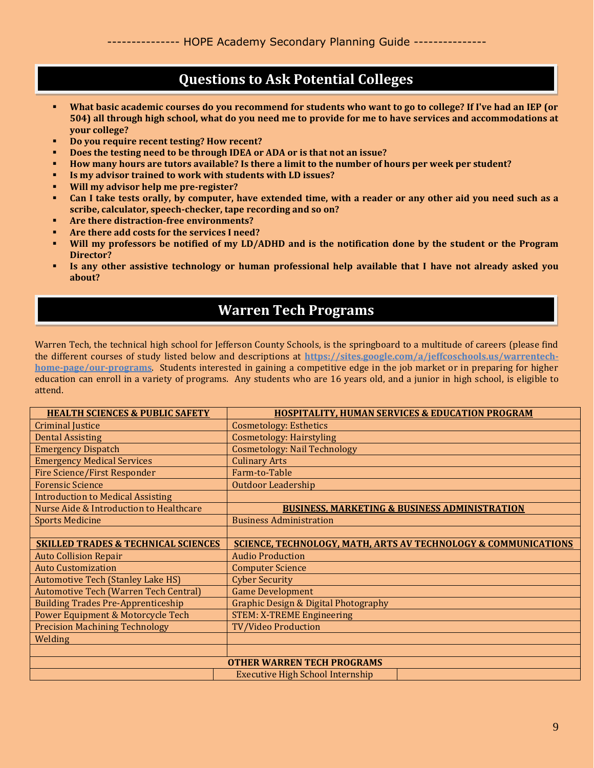## Questions to Ask Potential Colleges

- **What basic academic courses do you recommend for students who want to go to college? If I've had an IEP (or 504) all through high school, what do you need me to provide for me to have services and accommodations at your college?**
- **Do you require recent testing? How recent?**
- **Does the testing need to be through IDEA or ADA or is that not an issue?**
- **How many hours are tutors available? Is there a limit to the number of hours per week per student?**
- **Is my advisor trained to work with students with LD issues?**
- **Will my advisor help me pre-register?**
- **Can I take tests orally, by computer, have extended time, with a reader or any other aid you need such as a scribe, calculator, speech-checker, tape recording and so on?**
- **Are there distraction-free environments?**
- **Are there add costs for the services I need?**
- **Will my professors be notified of my LD/ADHD and is the notification done by the student or the Program Director?**
- **Is any other assistive technology or human professional help available that I have not already asked you about?**

## Warren Tech Programs

Warren Tech, the technical high school for Jefferson County Schools, is the springboard to a multitude of careers (please find the different courses of study listed below and descriptions at [https://sites.google.com/a/jeffcoschools.us/warrentech-home-page/our-programs](https://sites.google.com/a/jeffcoschools.us/warrentech-home-page/our-programs). Students interested in gaining a competitive edge in the job market or in preparing for higher education can enroll in a variety of programs. Any students who are 16 years old, and a junior in high school, is eligible to attend.

| **HEALTH SCIENCES & PUBLIC SAFETY** | **HOSPITALITY, HUMAN SERVICES & EDUCATION PROGRAM** |
|---|---|
| Criminal Justice | Cosmetology: Esthetics |
| Dental Assisting | Cosmetology: Hairstyling |
| Emergency Dispatch | Cosmetology: Nail Technology |
| Emergency Medical Services | Culinary Arts |
| Fire Science/First Responder | Farm-to-Table |
| Forensic Science | Outdoor Leadership |
| Introduction to Medical Assisting | |
| Nurse Aide & Introduction to Healthcare | **BUSINESS, MARKETING & BUSINESS ADMINISTRATION** |
| Sports Medicine | Business Administration |
| | |
| **SKILLED TRADES & TECHNICAL SCIENCES** | **SCIENCE, TECHNOLOGY, MATH, ARTS AV TECHNOLOGY & COMMUNICATIONS** |
| Auto Collision Repair | Audio Production |
| Auto Customization | Computer Science |
| Automotive Tech (Stanley Lake HS) | Cyber Security |
| Automotive Tech (Warren Tech Central) | Game Development |
| Building Trades Pre-Apprenticeship | Graphic Design & Digital Photography |
| Power Equipment & Motorcycle Tech | STEM: X-TREME Engineering |
| Precision Machining Technology | TV/Video Production |
| Welding | |
| | |
| **OTHER WARREN TECH PROGRAMS** | |
| Executive High School Internship | |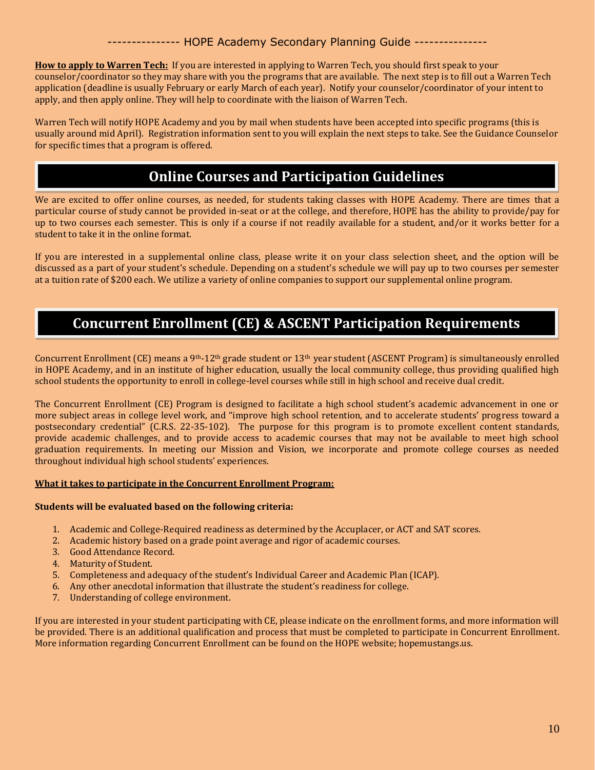**How to apply to Warren Tech:** If you are interested in applying to Warren Tech, you should first speak to your counselor/coordinator so they may share with you the programs that are available. The next step is to fill out a Warren Tech application (deadline is usually February or early March of each year). Notify your counselor/coordinator of your intent to apply, and then apply online. They will help to coordinate with the liaison of Warren Tech.

Warren Tech will notify HOPE Academy and you by mail when students have been accepted into specific programs (this is usually around mid April). Registration information sent to you will explain the next steps to take. See the Guidance Counselor for specific times that a program is offered.

## Online Courses and Participation Guidelines

We are excited to offer online courses, as needed, for students taking classes with HOPE Academy. There are times that a particular course of study cannot be provided in-seat or at the college, and therefore, HOPE has the ability to provide/pay for up to two courses each semester. This is only if a course if not readily available for a student, and/or it works better for a student to take it in the online format.

If you are interested in a supplemental online class, please write it on your class selection sheet, and the option will be discussed as a part of your student's schedule. Depending on a student's schedule we will pay up to two courses per semester at a tuition rate of $200 each. We utilize a variety of online companies to support our supplemental online program.

## Concurrent Enrollment (CE) & ASCENT Participation Requirements

Concurrent Enrollment (CE) means a 9th-12th grade student or 13th year student (ASCENT Program) is simultaneously enrolled in HOPE Academy, and in an institute of higher education, usually the local community college, thus providing qualified high school students the opportunity to enroll in college-level courses while still in high school and receive dual credit.

The Concurrent Enrollment (CE) Program is designed to facilitate a high school student's academic advancement in one or more subject areas in college level work, and "improve high school retention, and to accelerate students' progress toward a postsecondary credential" (C.R.S. 22-35-102). The purpose for this program is to promote excellent content standards, provide academic challenges, and to provide access to academic courses that may not be available to meet high school graduation requirements. In meeting our Mission and Vision, we incorporate and promote college courses as needed throughout individual high school students' experiences.

**What it takes to participate in the Concurrent Enrollment Program:**

**Students will be evaluated based on the following criteria:**

1. Academic and College-Required readiness as determined by the Accuplacer, or ACT and SAT scores.
2. Academic history based on a grade point average and rigor of academic courses.
3. Good Attendance Record.
4. Maturity of Student.
5. Completeness and adequacy of the student's Individual Career and Academic Plan (ICAP).
6. Any other anecdotal information that illustrate the student's readiness for college.
7. Understanding of college environment.

If you are interested in your student participating with CE, please indicate on the enrollment forms, and more information will be provided. There is an additional qualification and process that must be completed to participate in Concurrent Enrollment. More information regarding Concurrent Enrollment can be found on the HOPE website; hopemustangs.us.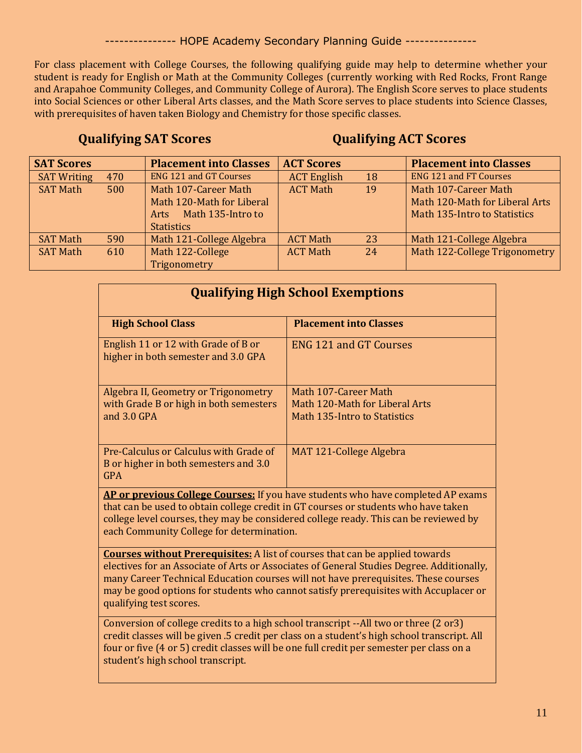For class placement with College Courses, the following qualifying guide may help to determine whether your student is ready for English or Math at the Community Colleges (currently working with Red Rocks, Front Range and Arapahoe Community Colleges, and Community College of Aurora). The English Score serves to place students into Social Sciences or other Liberal Arts classes, and the Math Score serves to place students into Science Classes, with prerequisites of haven taken Biology and Chemistry for those specific classes.

## Qualifying SAT Scores

## Qualifying ACT Scores

| SAT Scores | | Placement into Classes | ACT Scores | | Placement into Classes |
|---|---|---|---|---|---|
| SAT Writing | 470 | ENG 121 and GT Courses | ACT English | 18 | ENG 121 and FT Courses |
| SAT Math | 500 | Math 107-Career Math<br>Math 120-Math for Liberal Arts Math 135-Intro to Statistics | ACT Math | 19 | Math 107-Career Math<br>Math 120-Math for Liberal Arts<br>Math 135-Intro to Statistics |
| SAT Math | 590 | Math 121-College Algebra | ACT Math | 23 | Math 121-College Algebra |
| SAT Math | 610 | Math 122-College Trigonometry | ACT Math | 24 | Math 122-College Trigonometry |

## Qualifying High School Exemptions

| High School Class | Placement into Classes |
|---|---|
| English 11 or 12 with Grade of B or higher in both semester and 3.0 GPA | ENG 121 and GT Courses |
| Algebra II, Geometry or Trigonometry with Grade B or high in both semesters and 3.0 GPA | Math 107-Career Math<br>Math 120-Math for Liberal Arts<br>Math 135-Intro to Statistics |
| Pre-Calculus or Calculus with Grade of B or higher in both semesters and 3.0 GPA | MAT 121-College Algebra |

**AP or previous College Courses:** If you have students who have completed AP exams that can be used to obtain college credit in GT courses or students who have taken college level courses, they may be considered college ready. This can be reviewed by each Community College for determination.

**Courses without Prerequisites:** A list of courses that can be applied towards electives for an Associate of Arts or Associates of General Studies Degree. Additionally, many Career Technical Education courses will not have prerequisites. These courses may be good options for students who cannot satisfy prerequisites with Accuplacer or qualifying test scores.

Conversion of college credits to a high school transcript --All two or three (2 or3) credit classes will be given .5 credit per class on a student's high school transcript. All four or five (4 or 5) credit classes will be one full credit per semester per class on a student's high school transcript.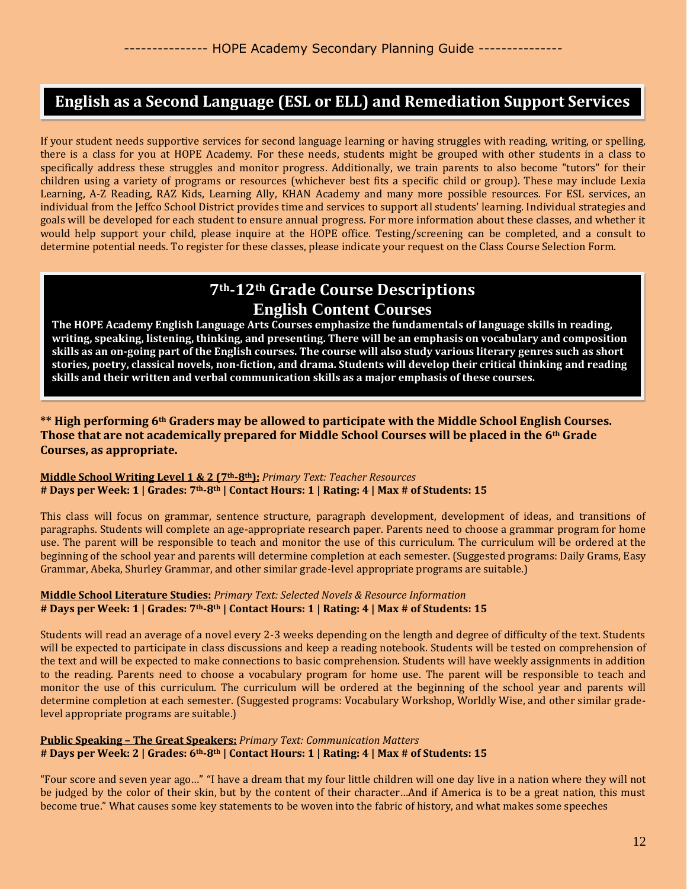## English as a Second Language (ESL or ELL) and Remediation Support Services

If your student needs supportive services for second language learning or having struggles with reading, writing, or spelling, there is a class for you at HOPE Academy. For these needs, students might be grouped with other students in a class to specifically address these struggles and monitor progress. Additionally, we train parents to also become "tutors" for their children using a variety of programs or resources (whichever best fits a specific child or group). These may include Lexia Learning, A-Z Reading, RAZ Kids, Learning Ally, KHAN Academy and many more possible resources. For ESL services, an individual from the Jeffco School District provides time and services to support all students' learning. Individual strategies and goals will be developed for each student to ensure annual progress. For more information about these classes, and whether it would help support your child, please inquire at the HOPE office. Testing/screening can be completed, and a consult to determine potential needs. To register for these classes, please indicate your request on the Class Course Selection Form.

## 7th-12th Grade Course Descriptions

### English Content Courses

**The HOPE Academy English Language Arts Courses emphasize the fundamentals of language skills in reading, writing, speaking, listening, thinking, and presenting. There will be an emphasis on vocabulary and composition skills as an on-going part of the English courses. The course will also study various literary genres such as short stories, poetry, classical novels, non-fiction, and drama. Students will develop their critical thinking and reading skills and their written and verbal communication skills as a major emphasis of these courses.**

**\*\* High performing 6th Graders may be allowed to participate with the Middle School English Courses. Those that are not academically prepared for Middle School Courses will be placed in the 6th Grade Courses, as appropriate.**

**Middle School Writing Level 1 & 2 (7th-8th):** *Primary Text: Teacher Resources*
**# Days per Week: 1 | Grades: 7th-8th | Contact Hours: 1 | Rating: 4 | Max # of Students: 15**

This class will focus on grammar, sentence structure, paragraph development, development of ideas, and transitions of paragraphs. Students will complete an age-appropriate research paper. Parents need to choose a grammar program for home use. The parent will be responsible to teach and monitor the use of this curriculum. The curriculum will be ordered at the beginning of the school year and parents will determine completion at each semester. (Suggested programs: Daily Grams, Easy Grammar, Abeka, Shurley Grammar, and other similar grade-level appropriate programs are suitable.)

**Middle School Literature Studies:** *Primary Text: Selected Novels & Resource Information*
**# Days per Week: 1 | Grades: 7th-8th | Contact Hours: 1 | Rating: 4 | Max # of Students: 15**

Students will read an average of a novel every 2-3 weeks depending on the length and degree of difficulty of the text. Students will be expected to participate in class discussions and keep a reading notebook. Students will be tested on comprehension of the text and will be expected to make connections to basic comprehension. Students will have weekly assignments in addition to the reading. Parents need to choose a vocabulary program for home use. The parent will be responsible to teach and monitor the use of this curriculum. The curriculum will be ordered at the beginning of the school year and parents will determine completion at each semester. (Suggested programs: Vocabulary Workshop, Worldly Wise, and other similar grade-level appropriate programs are suitable.)

**Public Speaking – The Great Speakers:** *Primary Text: Communication Matters*
**# Days per Week: 2 | Grades: 6th-8th | Contact Hours: 1 | Rating: 4 | Max # of Students: 15**

"Four score and seven year ago…" "I have a dream that my four little children will one day live in a nation where they will not be judged by the color of their skin, but by the content of their character…And if America is to be a great nation, this must become true." What causes some key statements to be woven into the fabric of history, and what makes some speeches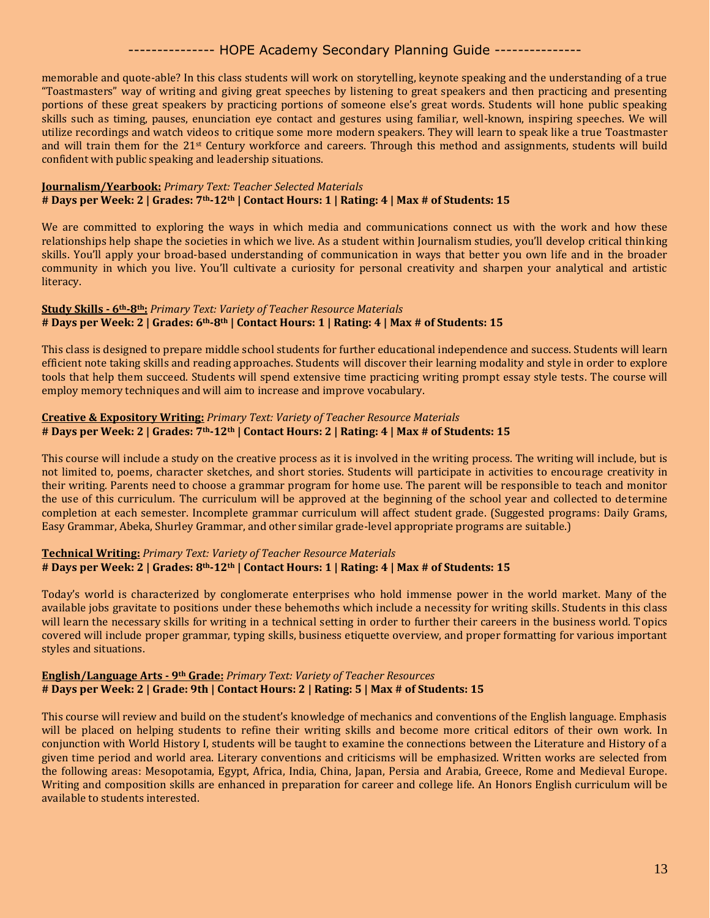memorable and quote-able? In this class students will work on storytelling, keynote speaking and the understanding of a true "Toastmasters" way of writing and giving great speeches by listening to great speakers and then practicing and presenting portions of these great speakers by practicing portions of someone else's great words. Students will hone public speaking skills such as timing, pauses, enunciation eye contact and gestures using familiar, well-known, inspiring speeches. We will utilize recordings and watch videos to critique some more modern speakers. They will learn to speak like a true Toastmaster and will train them for the 21st Century workforce and careers. Through this method and assignments, students will build confident with public speaking and leadership situations.

**Journalism/Yearbook:** *Primary Text: Teacher Selected Materials*
**# Days per Week: 2 | Grades: 7th-12th | Contact Hours: 1 | Rating: 4 | Max # of Students: 15**

We are committed to exploring the ways in which media and communications connect us with the work and how these relationships help shape the societies in which we live. As a student within Journalism studies, you'll develop critical thinking skills. You'll apply your broad-based understanding of communication in ways that better you own life and in the broader community in which you live. You'll cultivate a curiosity for personal creativity and sharpen your analytical and artistic literacy.

**Study Skills - 6th-8th:** *Primary Text: Variety of Teacher Resource Materials*
**# Days per Week: 2 | Grades: 6th-8th | Contact Hours: 1 | Rating: 4 | Max # of Students: 15**

This class is designed to prepare middle school students for further educational independence and success. Students will learn efficient note taking skills and reading approaches. Students will discover their learning modality and style in order to explore tools that help them succeed. Students will spend extensive time practicing writing prompt essay style tests. The course will employ memory techniques and will aim to increase and improve vocabulary.

**Creative & Expository Writing:** *Primary Text: Variety of Teacher Resource Materials*
**# Days per Week: 2 | Grades: 7th-12th | Contact Hours: 2 | Rating: 4 | Max # of Students: 15**

This course will include a study on the creative process as it is involved in the writing process. The writing will include, but is not limited to, poems, character sketches, and short stories. Students will participate in activities to encourage creativity in their writing. Parents need to choose a grammar program for home use. The parent will be responsible to teach and monitor the use of this curriculum. The curriculum will be approved at the beginning of the school year and collected to determine completion at each semester. Incomplete grammar curriculum will affect student grade. (Suggested programs: Daily Grams, Easy Grammar, Abeka, Shurley Grammar, and other similar grade-level appropriate programs are suitable.)

**Technical Writing:** *Primary Text: Variety of Teacher Resource Materials*
**# Days per Week: 2 | Grades: 8th-12th | Contact Hours: 1 | Rating: 4 | Max # of Students: 15**

Today's world is characterized by conglomerate enterprises who hold immense power in the world market. Many of the available jobs gravitate to positions under these behemoths which include a necessity for writing skills. Students in this class will learn the necessary skills for writing in a technical setting in order to further their careers in the business world. Topics covered will include proper grammar, typing skills, business etiquette overview, and proper formatting for various important styles and situations.

**English/Language Arts - 9th Grade:** *Primary Text: Variety of Teacher Resources*
**# Days per Week: 2 | Grade: 9th | Contact Hours: 2 | Rating: 5 | Max # of Students: 15**

This course will review and build on the student's knowledge of mechanics and conventions of the English language. Emphasis will be placed on helping students to refine their writing skills and become more critical editors of their own work. In conjunction with World History I, students will be taught to examine the connections between the Literature and History of a given time period and world area. Literary conventions and criticisms will be emphasized. Written works are selected from the following areas: Mesopotamia, Egypt, Africa, India, China, Japan, Persia and Arabia, Greece, Rome and Medieval Europe. Writing and composition skills are enhanced in preparation for career and college life. An Honors English curriculum will be available to students interested.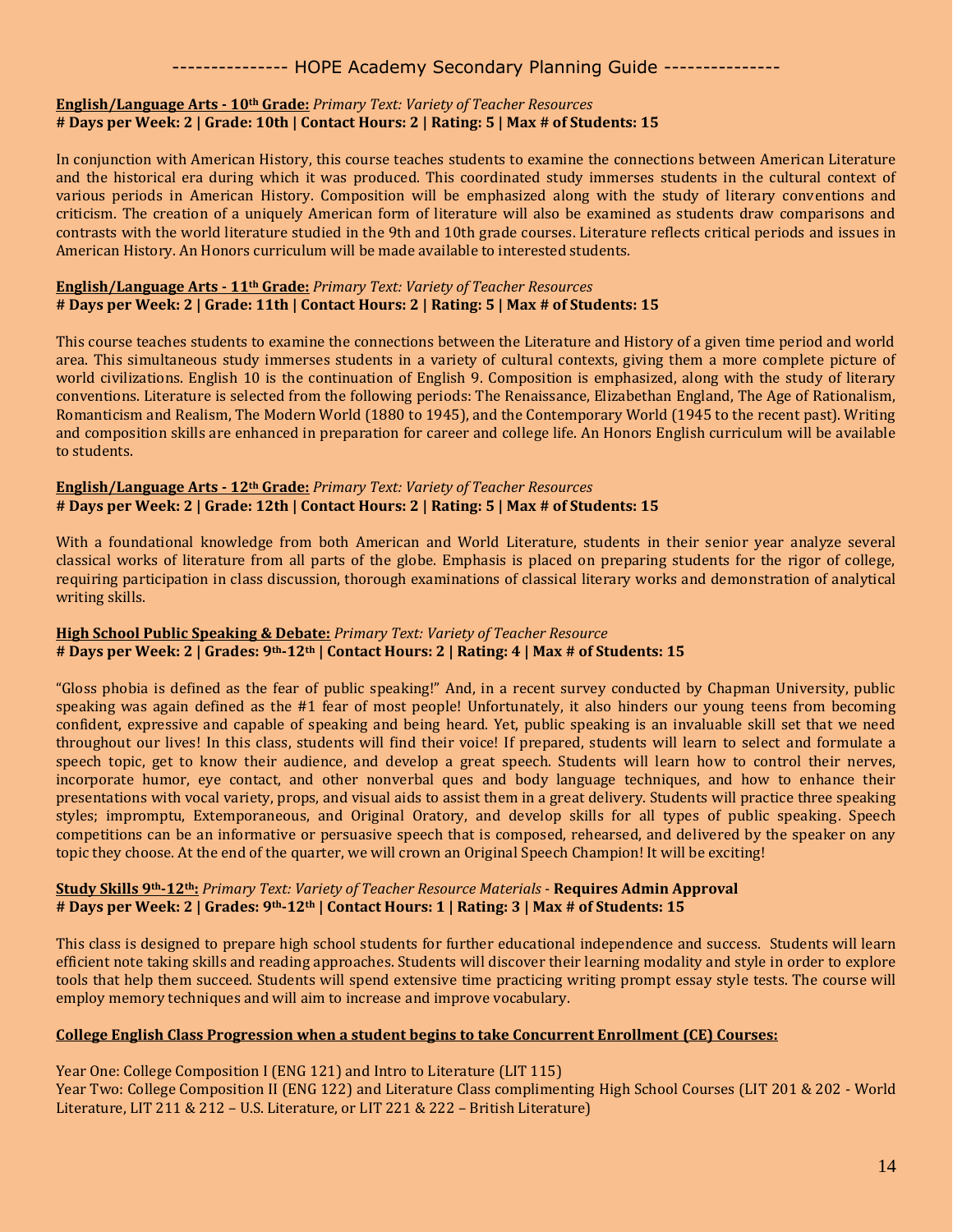**English/Language Arts - 10th Grade:** *Primary Text: Variety of Teacher Resources*
**# Days per Week: 2 | Grade: 10th | Contact Hours: 2 | Rating: 5 | Max # of Students: 15**

In conjunction with American History, this course teaches students to examine the connections between American Literature and the historical era during which it was produced. This coordinated study immerses students in the cultural context of various periods in American History. Composition will be emphasized along with the study of literary conventions and criticism. The creation of a uniquely American form of literature will also be examined as students draw comparisons and contrasts with the world literature studied in the 9th and 10th grade courses. Literature reflects critical periods and issues in American History. An Honors curriculum will be made available to interested students.

**English/Language Arts - 11th Grade:** *Primary Text: Variety of Teacher Resources*
**# Days per Week: 2 | Grade: 11th | Contact Hours: 2 | Rating: 5 | Max # of Students: 15**

This course teaches students to examine the connections between the Literature and History of a given time period and world area. This simultaneous study immerses students in a variety of cultural contexts, giving them a more complete picture of world civilizations. English 10 is the continuation of English 9. Composition is emphasized, along with the study of literary conventions. Literature is selected from the following periods: The Renaissance, Elizabethan England, The Age of Rationalism, Romanticism and Realism, The Modern World (1880 to 1945), and the Contemporary World (1945 to the recent past). Writing and composition skills are enhanced in preparation for career and college life. An Honors English curriculum will be available to students.

**English/Language Arts - 12th Grade:** *Primary Text: Variety of Teacher Resources*
**# Days per Week: 2 | Grade: 12th | Contact Hours: 2 | Rating: 5 | Max # of Students: 15**

With a foundational knowledge from both American and World Literature, students in their senior year analyze several classical works of literature from all parts of the globe. Emphasis is placed on preparing students for the rigor of college, requiring participation in class discussion, thorough examinations of classical literary works and demonstration of analytical writing skills.

**High School Public Speaking & Debate:** *Primary Text: Variety of Teacher Resource*
**# Days per Week: 2 | Grades: 9th-12th | Contact Hours: 2 | Rating: 4 | Max # of Students: 15**

"Gloss phobia is defined as the fear of public speaking!" And, in a recent survey conducted by Chapman University, public speaking was again defined as the #1 fear of most people! Unfortunately, it also hinders our young teens from becoming confident, expressive and capable of speaking and being heard. Yet, public speaking is an invaluable skill set that we need throughout our lives! In this class, students will find their voice! If prepared, students will learn to select and formulate a speech topic, get to know their audience, and develop a great speech. Students will learn how to control their nerves, incorporate humor, eye contact, and other nonverbal ques and body language techniques, and how to enhance their presentations with vocal variety, props, and visual aids to assist them in a great delivery. Students will practice three speaking styles; impromptu, Extemporaneous, and Original Oratory, and develop skills for all types of public speaking. Speech competitions can be an informative or persuasive speech that is composed, rehearsed, and delivered by the speaker on any topic they choose. At the end of the quarter, we will crown an Original Speech Champion! It will be exciting!

**Study Skills 9th-12th:** *Primary Text: Variety of Teacher Resource Materials* - **Requires Admin Approval**
**# Days per Week: 2 | Grades: 9th-12th | Contact Hours: 1 | Rating: 3 | Max # of Students: 15**

This class is designed to prepare high school students for further educational independence and success. Students will learn efficient note taking skills and reading approaches. Students will discover their learning modality and style in order to explore tools that help them succeed. Students will spend extensive time practicing writing prompt essay style tests. The course will employ memory techniques and will aim to increase and improve vocabulary.

**College English Class Progression when a student begins to take Concurrent Enrollment (CE) Courses:**

Year One: College Composition I (ENG 121) and Intro to Literature (LIT 115)
Year Two: College Composition II (ENG 122) and Literature Class complimenting High School Courses (LIT 201 & 202 - World Literature, LIT 211 & 212 – U.S. Literature, or LIT 221 & 222 – British Literature)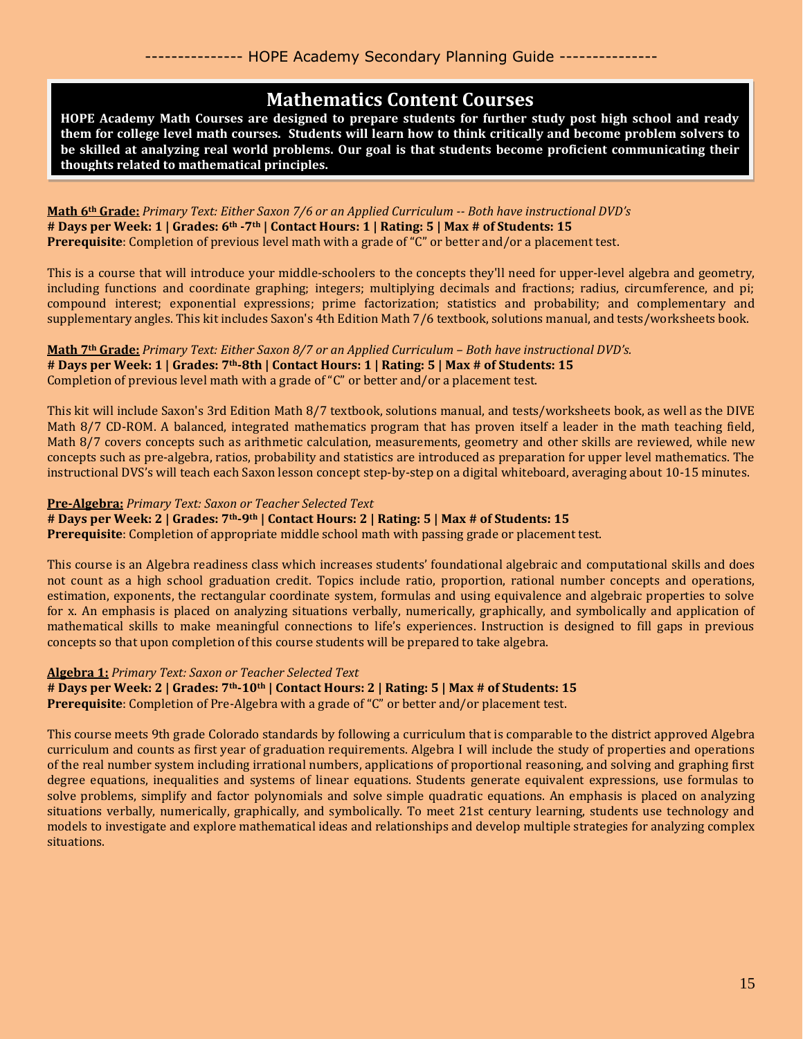## Mathematics Content Courses

**HOPE Academy Math Courses are designed to prepare students for further study post high school and ready them for college level math courses. Students will learn how to think critically and become problem solvers to be skilled at analyzing real world problems. Our goal is that students become proficient communicating their thoughts related to mathematical principles.**

**Math 6th Grade:** *Primary Text: Either Saxon 7/6 or an Applied Curriculum -- Both have instructional DVD's*
**# Days per Week: 1 | Grades: 6th -7th | Contact Hours: 1 | Rating: 5 | Max # of Students: 15**
**Prerequisite**: Completion of previous level math with a grade of "C" or better and/or a placement test.

This is a course that will introduce your middle-schoolers to the concepts they'll need for upper-level algebra and geometry, including functions and coordinate graphing; integers; multiplying decimals and fractions; radius, circumference, and pi; compound interest; exponential expressions; prime factorization; statistics and probability; and complementary and supplementary angles. This kit includes Saxon's 4th Edition Math 7/6 textbook, solutions manual, and tests/worksheets book.

**Math 7th Grade:** *Primary Text: Either Saxon 8/7 or an Applied Curriculum – Both have instructional DVD's.*
**# Days per Week: 1 | Grades: 7th-8th | Contact Hours: 1 | Rating: 5 | Max # of Students: 15**
Completion of previous level math with a grade of "C" or better and/or a placement test.

This kit will include Saxon's 3rd Edition Math 8/7 textbook, solutions manual, and tests/worksheets book, as well as the DIVE Math 8/7 CD-ROM. A balanced, integrated mathematics program that has proven itself a leader in the math teaching field, Math 8/7 covers concepts such as arithmetic calculation, measurements, geometry and other skills are reviewed, while new concepts such as pre-algebra, ratios, probability and statistics are introduced as preparation for upper level mathematics. The instructional DVS's will teach each Saxon lesson concept step-by-step on a digital whiteboard, averaging about 10-15 minutes.

**Pre-Algebra:** *Primary Text: Saxon or Teacher Selected Text*
**# Days per Week: 2 | Grades: 7th-9th | Contact Hours: 2 | Rating: 5 | Max # of Students: 15**
**Prerequisite**: Completion of appropriate middle school math with passing grade or placement test.

This course is an Algebra readiness class which increases students' foundational algebraic and computational skills and does not count as a high school graduation credit. Topics include ratio, proportion, rational number concepts and operations, estimation, exponents, the rectangular coordinate system, formulas and using equivalence and algebraic properties to solve for x. An emphasis is placed on analyzing situations verbally, numerically, graphically, and symbolically and application of mathematical skills to make meaningful connections to life's experiences. Instruction is designed to fill gaps in previous concepts so that upon completion of this course students will be prepared to take algebra.

**Algebra 1:** *Primary Text: Saxon or Teacher Selected Text*
**# Days per Week: 2 | Grades: 7th-10th | Contact Hours: 2 | Rating: 5 | Max # of Students: 15**
**Prerequisite**: Completion of Pre-Algebra with a grade of "C" or better and/or placement test.

This course meets 9th grade Colorado standards by following a curriculum that is comparable to the district approved Algebra curriculum and counts as first year of graduation requirements. Algebra I will include the study of properties and operations of the real number system including irrational numbers, applications of proportional reasoning, and solving and graphing first degree equations, inequalities and systems of linear equations. Students generate equivalent expressions, use formulas to solve problems, simplify and factor polynomials and solve simple quadratic equations. An emphasis is placed on analyzing situations verbally, numerically, graphically, and symbolically. To meet 21st century learning, students use technology and models to investigate and explore mathematical ideas and relationships and develop multiple strategies for analyzing complex situations.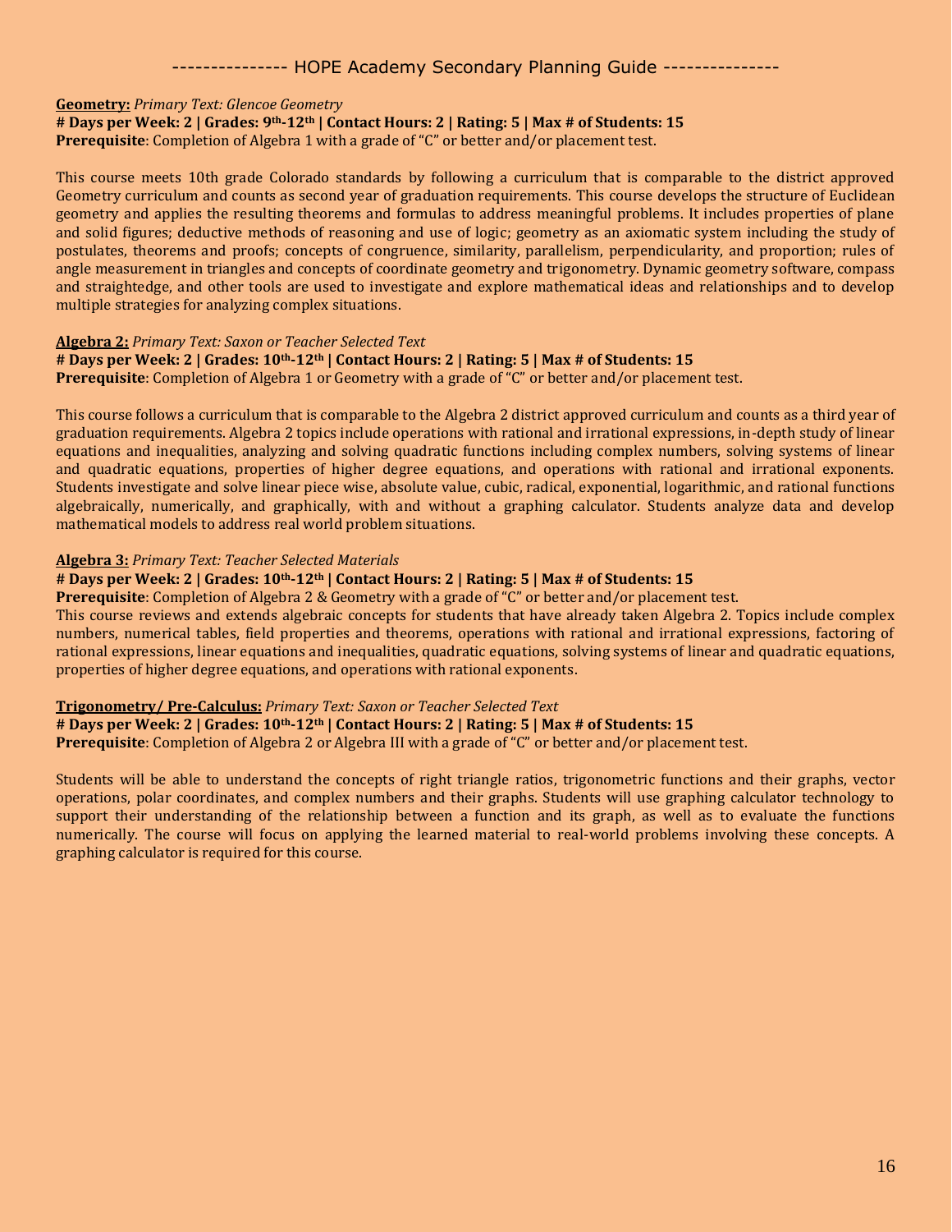**Geometry:** *Primary Text: Glencoe Geometry*

**# Days per Week: 2 | Grades: 9th-12th | Contact Hours: 2 | Rating: 5 | Max # of Students: 15**

**Prerequisite**: Completion of Algebra 1 with a grade of "C" or better and/or placement test.

This course meets 10th grade Colorado standards by following a curriculum that is comparable to the district approved Geometry curriculum and counts as second year of graduation requirements. This course develops the structure of Euclidean geometry and applies the resulting theorems and formulas to address meaningful problems. It includes properties of plane and solid figures; deductive methods of reasoning and use of logic; geometry as an axiomatic system including the study of postulates, theorems and proofs; concepts of congruence, similarity, parallelism, perpendicularity, and proportion; rules of angle measurement in triangles and concepts of coordinate geometry and trigonometry. Dynamic geometry software, compass and straightedge, and other tools are used to investigate and explore mathematical ideas and relationships and to develop multiple strategies for analyzing complex situations.

**Algebra 2:** *Primary Text: Saxon or Teacher Selected Text*

**# Days per Week: 2 | Grades: 10th-12th | Contact Hours: 2 | Rating: 5 | Max # of Students: 15**

**Prerequisite**: Completion of Algebra 1 or Geometry with a grade of "C" or better and/or placement test.

This course follows a curriculum that is comparable to the Algebra 2 district approved curriculum and counts as a third year of graduation requirements. Algebra 2 topics include operations with rational and irrational expressions, in-depth study of linear equations and inequalities, analyzing and solving quadratic functions including complex numbers, solving systems of linear and quadratic equations, properties of higher degree equations, and operations with rational and irrational exponents. Students investigate and solve linear piece wise, absolute value, cubic, radical, exponential, logarithmic, and rational functions algebraically, numerically, and graphically, with and without a graphing calculator. Students analyze data and develop mathematical models to address real world problem situations.

**Algebra 3:** *Primary Text: Teacher Selected Materials*

**# Days per Week: 2 | Grades: 10th-12th | Contact Hours: 2 | Rating: 5 | Max # of Students: 15**

**Prerequisite**: Completion of Algebra 2 & Geometry with a grade of "C" or better and/or placement test.

This course reviews and extends algebraic concepts for students that have already taken Algebra 2. Topics include complex numbers, numerical tables, field properties and theorems, operations with rational and irrational expressions, factoring of rational expressions, linear equations and inequalities, quadratic equations, solving systems of linear and quadratic equations, properties of higher degree equations, and operations with rational exponents.

**Trigonometry/ Pre-Calculus:** *Primary Text: Saxon or Teacher Selected Text*

**# Days per Week: 2 | Grades: 10th-12th | Contact Hours: 2 | Rating: 5 | Max # of Students: 15**

**Prerequisite**: Completion of Algebra 2 or Algebra III with a grade of "C" or better and/or placement test.

Students will be able to understand the concepts of right triangle ratios, trigonometric functions and their graphs, vector operations, polar coordinates, and complex numbers and their graphs. Students will use graphing calculator technology to support their understanding of the relationship between a function and its graph, as well as to evaluate the functions numerically. The course will focus on applying the learned material to real-world problems involving these concepts. A graphing calculator is required for this course.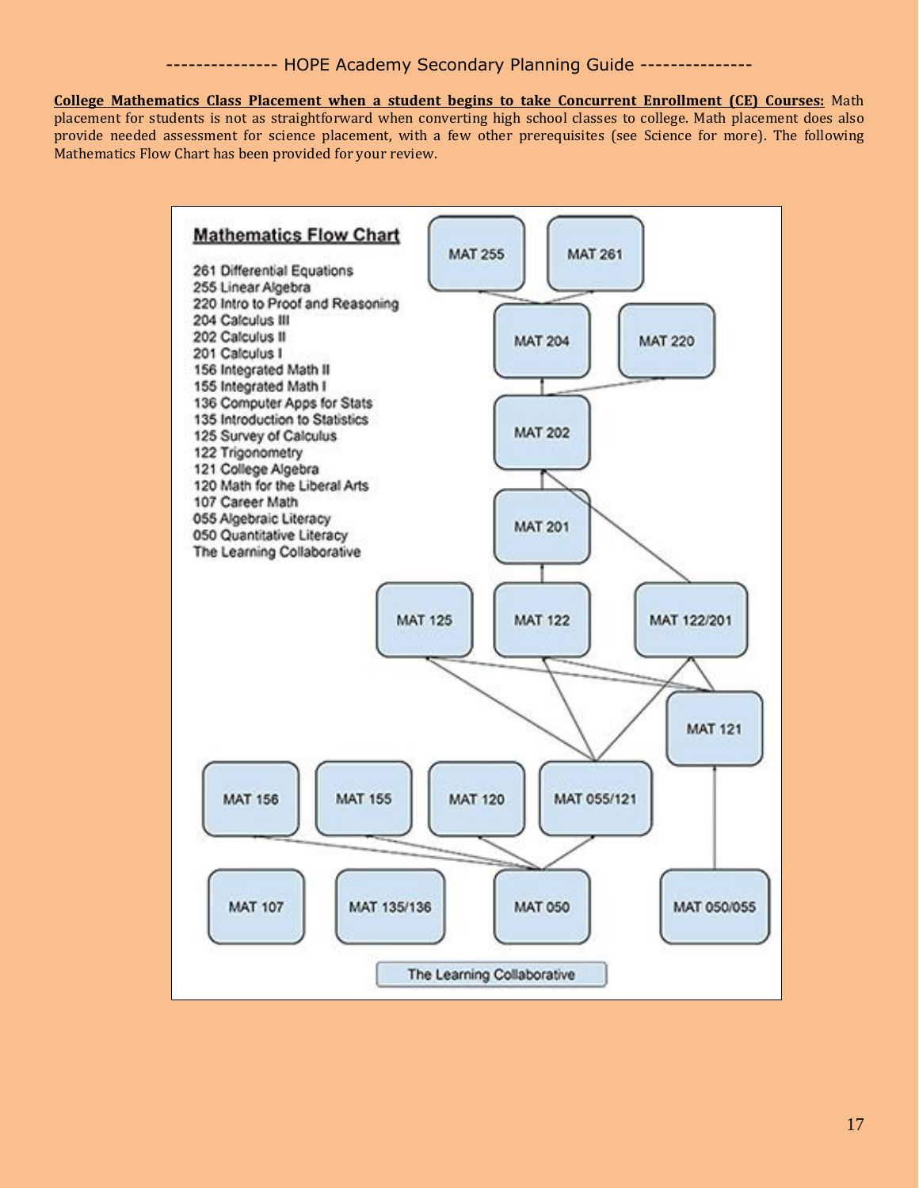**College Mathematics Class Placement when a student begins to take Concurrent Enrollment (CE) Courses:** Math placement for students is not as straightforward when converting high school classes to college. Math placement does also provide needed assessment for science placement, with a few other prerequisites (see Science for more). The following Mathematics Flow Chart has been provided for your review.

**Mathematics Flow Chart**

261 Differential Equations
255 Linear Algebra
220 Intro to Proof and Reasoning
204 Calculus III
202 Calculus II
201 Calculus I
156 Integrated Math II
155 Integrated Math I
136 Computer Apps for Stats
135 Introduction to Statistics
125 Survey of Calculus
122 Trigonometry
121 College Algebra
120 Math for the Liberal Arts
107 Career Math
055 Algebraic Literacy
050 Quantitative Literacy
The Learning Collaborative

MAT 255 | MAT 261

MAT 204 | MAT 220

MAT 202

MAT 201

MAT 125 | MAT 122 | MAT 122/201

MAT 121

MAT 156 | MAT 155 | MAT 120 | MAT 055/121

MAT 107 | MAT 135/136 | MAT 050 | MAT 050/055

The Learning Collaborative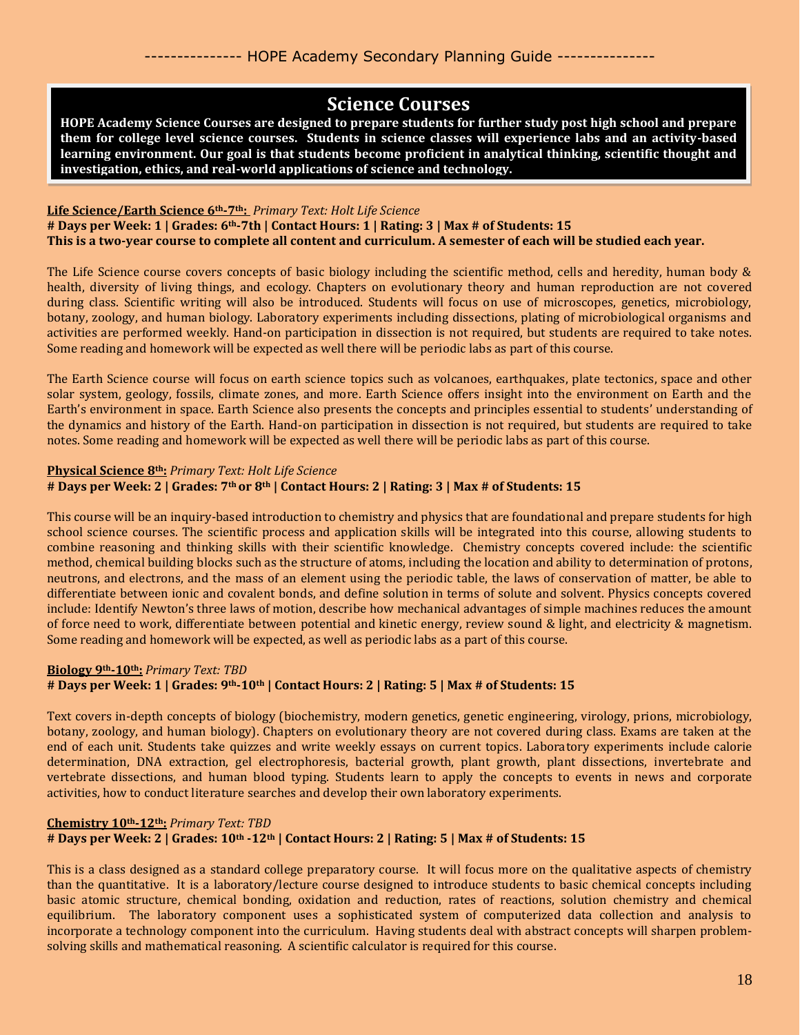## Science Courses

**HOPE Academy Science Courses are designed to prepare students for further study post high school and prepare them for college level science courses. Students in science classes will experience labs and an activity-based learning environment. Our goal is that students become proficient in analytical thinking, scientific thought and investigation, ethics, and real-world applications of science and technology.**

**Life Science/Earth Science 6th-7th:** *Primary Text: Holt Life Science*
**# Days per Week: 1 | Grades: 6th-7th | Contact Hours: 1 | Rating: 3 | Max # of Students: 15**
**This is a two-year course to complete all content and curriculum. A semester of each will be studied each year.**

The Life Science course covers concepts of basic biology including the scientific method, cells and heredity, human body & health, diversity of living things, and ecology. Chapters on evolutionary theory and human reproduction are not covered during class. Scientific writing will also be introduced. Students will focus on use of microscopes, genetics, microbiology, botany, zoology, and human biology. Laboratory experiments including dissections, plating of microbiological organisms and activities are performed weekly. Hand-on participation in dissection is not required, but students are required to take notes. Some reading and homework will be expected as well there will be periodic labs as part of this course.

The Earth Science course will focus on earth science topics such as volcanoes, earthquakes, plate tectonics, space and other solar system, geology, fossils, climate zones, and more. Earth Science offers insight into the environment on Earth and the Earth's environment in space. Earth Science also presents the concepts and principles essential to students' understanding of the dynamics and history of the Earth. Hand-on participation in dissection is not required, but students are required to take notes. Some reading and homework will be expected as well there will be periodic labs as part of this course.

**Physical Science 8th:** *Primary Text: Holt Life Science*
**# Days per Week: 2 | Grades: 7th or 8th | Contact Hours: 2 | Rating: 3 | Max # of Students: 15**

This course will be an inquiry-based introduction to chemistry and physics that are foundational and prepare students for high school science courses. The scientific process and application skills will be integrated into this course, allowing students to combine reasoning and thinking skills with their scientific knowledge. Chemistry concepts covered include: the scientific method, chemical building blocks such as the structure of atoms, including the location and ability to determination of protons, neutrons, and electrons, and the mass of an element using the periodic table, the laws of conservation of matter, be able to differentiate between ionic and covalent bonds, and define solution in terms of solute and solvent. Physics concepts covered include: Identify Newton's three laws of motion, describe how mechanical advantages of simple machines reduces the amount of force need to work, differentiate between potential and kinetic energy, review sound & light, and electricity & magnetism. Some reading and homework will be expected, as well as periodic labs as a part of this course.

**Biology 9th-10th:** *Primary Text: TBD*
**# Days per Week: 1 | Grades: 9th-10th | Contact Hours: 2 | Rating: 5 | Max # of Students: 15**

Text covers in-depth concepts of biology (biochemistry, modern genetics, genetic engineering, virology, prions, microbiology, botany, zoology, and human biology). Chapters on evolutionary theory are not covered during class. Exams are taken at the end of each unit. Students take quizzes and write weekly essays on current topics. Laboratory experiments include calorie determination, DNA extraction, gel electrophoresis, bacterial growth, plant growth, plant dissections, invertebrate and vertebrate dissections, and human blood typing. Students learn to apply the concepts to events in news and corporate activities, how to conduct literature searches and develop their own laboratory experiments.

**Chemistry 10th-12th:** *Primary Text: TBD*
**# Days per Week: 2 | Grades: 10th -12th | Contact Hours: 2 | Rating: 5 | Max # of Students: 15**

This is a class designed as a standard college preparatory course. It will focus more on the qualitative aspects of chemistry than the quantitative. It is a laboratory/lecture course designed to introduce students to basic chemical concepts including basic atomic structure, chemical bonding, oxidation and reduction, rates of reactions, solution chemistry and chemical equilibrium. The laboratory component uses a sophisticated system of computerized data collection and analysis to incorporate a technology component into the curriculum. Having students deal with abstract concepts will sharpen problem-solving skills and mathematical reasoning. A scientific calculator is required for this course.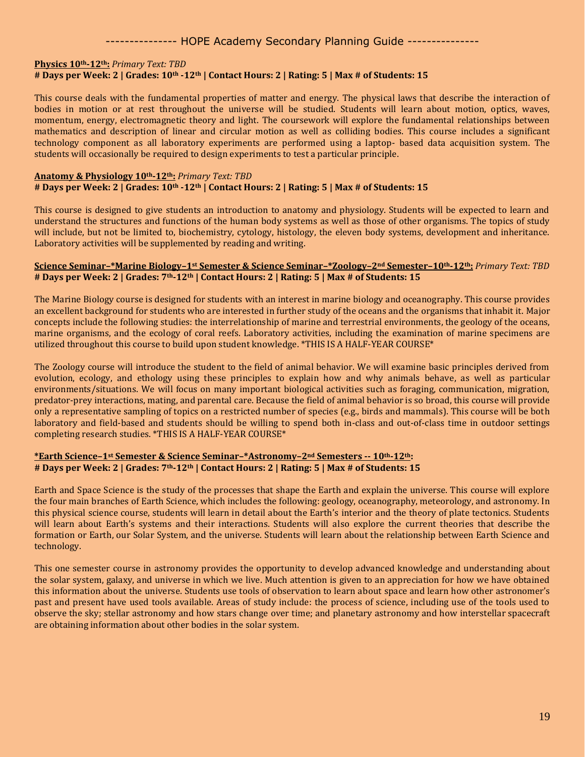**Physics 10th-12th:** *Primary Text: TBD*
**# Days per Week: 2 | Grades: 10th -12th | Contact Hours: 2 | Rating: 5 | Max # of Students: 15**

This course deals with the fundamental properties of matter and energy. The physical laws that describe the interaction of bodies in motion or at rest throughout the universe will be studied. Students will learn about motion, optics, waves, momentum, energy, electromagnetic theory and light. The coursework will explore the fundamental relationships between mathematics and description of linear and circular motion as well as colliding bodies. This course includes a significant technology component as all laboratory experiments are performed using a laptop- based data acquisition system. The students will occasionally be required to design experiments to test a particular principle.

**Anatomy & Physiology 10th-12th:** *Primary Text: TBD*
**# Days per Week: 2 | Grades: 10th -12th | Contact Hours: 2 | Rating: 5 | Max # of Students: 15**

This course is designed to give students an introduction to anatomy and physiology. Students will be expected to learn and understand the structures and functions of the human body systems as well as those of other organisms. The topics of study will include, but not be limited to, biochemistry, cytology, histology, the eleven body systems, development and inheritance. Laboratory activities will be supplemented by reading and writing.

**Science Seminar–*Marine Biology–1st Semester & Science Seminar–*Zoology–2nd Semester–10th-12th:** *Primary Text: TBD*
**# Days per Week: 2 | Grades: 7th-12th | Contact Hours: 2 | Rating: 5 | Max # of Students: 15**

The Marine Biology course is designed for students with an interest in marine biology and oceanography. This course provides an excellent background for students who are interested in further study of the oceans and the organisms that inhabit it. Major concepts include the following studies: the interrelationship of marine and terrestrial environments, the geology of the oceans, marine organisms, and the ecology of coral reefs. Laboratory activities, including the examination of marine specimens are utilized throughout this course to build upon student knowledge. *THIS IS A HALF-YEAR COURSE*

The Zoology course will introduce the student to the field of animal behavior. We will examine basic principles derived from evolution, ecology, and ethology using these principles to explain how and why animals behave, as well as particular environments/situations. We will focus on many important biological activities such as foraging, communication, migration, predator-prey interactions, mating, and parental care. Because the field of animal behavior is so broad, this course will provide only a representative sampling of topics on a restricted number of species (e.g., birds and mammals). This course will be both laboratory and field-based and students should be willing to spend both in-class and out-of-class time in outdoor settings completing research studies. *THIS IS A HALF-YEAR COURSE*

***Earth Science–1st Semester & Science Seminar–*Astronomy–2nd Semesters -- 10th-12th:**
**# Days per Week: 2 | Grades: 7th-12th | Contact Hours: 2 | Rating: 5 | Max # of Students: 15**

Earth and Space Science is the study of the processes that shape the Earth and explain the universe. This course will explore the four main branches of Earth Science, which includes the following: geology, oceanography, meteorology, and astronomy. In this physical science course, students will learn in detail about the Earth's interior and the theory of plate tectonics. Students will learn about Earth's systems and their interactions. Students will also explore the current theories that describe the formation or Earth, our Solar System, and the universe. Students will learn about the relationship between Earth Science and technology.

This one semester course in astronomy provides the opportunity to develop advanced knowledge and understanding about the solar system, galaxy, and universe in which we live. Much attention is given to an appreciation for how we have obtained this information about the universe. Students use tools of observation to learn about space and learn how other astronomer's past and present have used tools available. Areas of study include: the process of science, including use of the tools used to observe the sky; stellar astronomy and how stars change over time; and planetary astronomy and how interstellar spacecraft are obtaining information about other bodies in the solar system.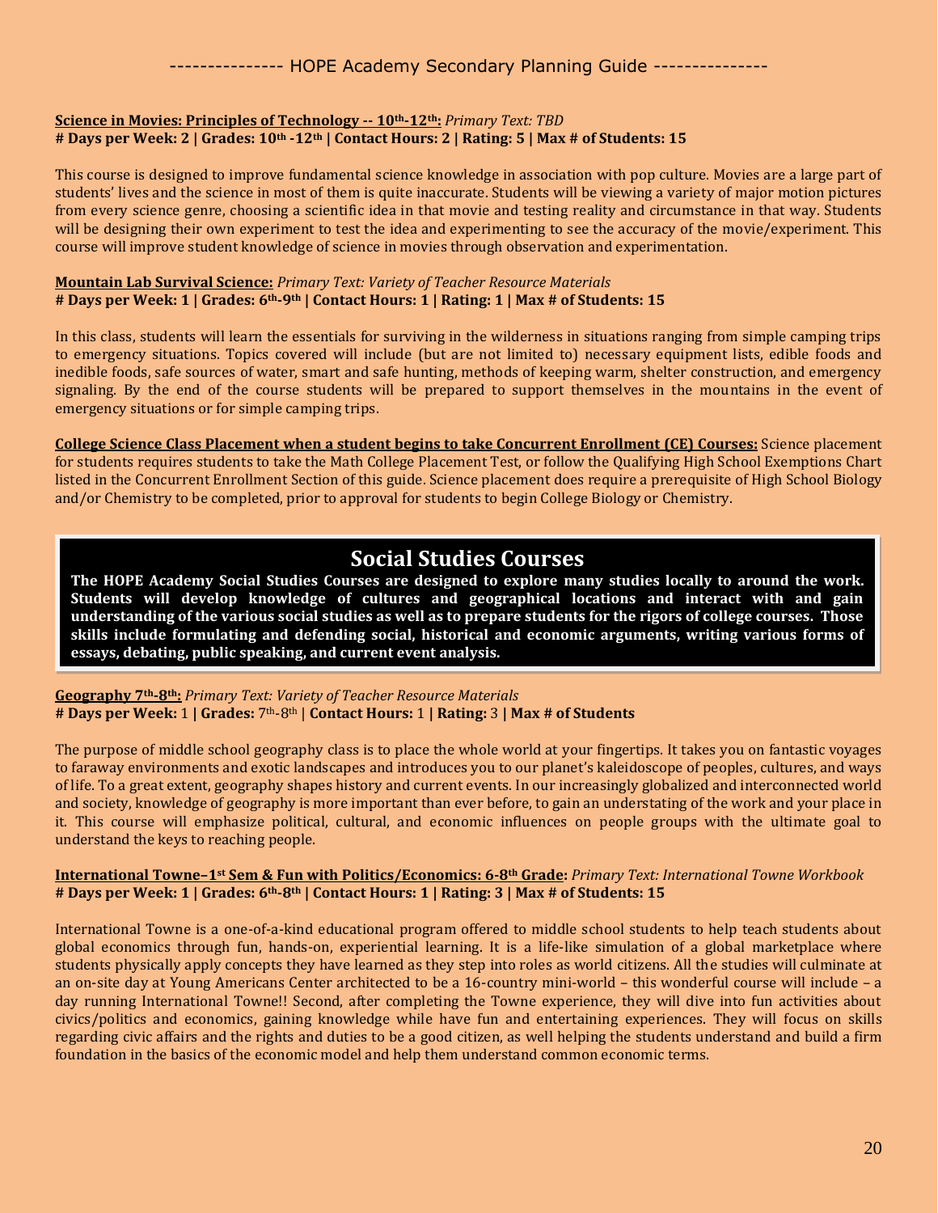**Science in Movies: Principles of Technology -- 10th-12th:** *Primary Text: TBD*
**# Days per Week: 2 | Grades: 10th -12th | Contact Hours: 2 | Rating: 5 | Max # of Students: 15**

This course is designed to improve fundamental science knowledge in association with pop culture. Movies are a large part of students' lives and the science in most of them is quite inaccurate. Students will be viewing a variety of major motion pictures from every science genre, choosing a scientific idea in that movie and testing reality and circumstance in that way. Students will be designing their own experiment to test the idea and experimenting to see the accuracy of the movie/experiment. This course will improve student knowledge of science in movies through observation and experimentation.

**Mountain Lab Survival Science:** *Primary Text: Variety of Teacher Resource Materials*
**# Days per Week: 1 | Grades: 6th-9th | Contact Hours: 1 | Rating: 1 | Max # of Students: 15**

In this class, students will learn the essentials for surviving in the wilderness in situations ranging from simple camping trips to emergency situations. Topics covered will include (but are not limited to) necessary equipment lists, edible foods and inedible foods, safe sources of water, smart and safe hunting, methods of keeping warm, shelter construction, and emergency signaling. By the end of the course students will be prepared to support themselves in the mountains in the event of emergency situations or for simple camping trips.

**College Science Class Placement when a student begins to take Concurrent Enrollment (CE) Courses:** Science placement for students requires students to take the Math College Placement Test, or follow the Qualifying High School Exemptions Chart listed in the Concurrent Enrollment Section of this guide. Science placement does require a prerequisite of High School Biology and/or Chemistry to be completed, prior to approval for students to begin College Biology or Chemistry.

## Social Studies Courses

**The HOPE Academy Social Studies Courses are designed to explore many studies locally to around the work. Students will develop knowledge of cultures and geographical locations and interact with and gain understanding of the various social studies as well as to prepare students for the rigors of college courses. Those skills include formulating and defending social, historical and economic arguments, writing various forms of essays, debating, public speaking, and current event analysis.**

**Geography 7th-8th:** *Primary Text: Variety of Teacher Resource Materials*
**# Days per Week:** 1 **| Grades:** 7th-8th | **Contact Hours:** 1 **| Rating:** 3 **| Max # of Students**

The purpose of middle school geography class is to place the whole world at your fingertips. It takes you on fantastic voyages to faraway environments and exotic landscapes and introduces you to our planet's kaleidoscope of peoples, cultures, and ways of life. To a great extent, geography shapes history and current events. In our increasingly globalized and interconnected world and society, knowledge of geography is more important than ever before, to gain an understating of the work and your place in it. This course will emphasize political, cultural, and economic influences on people groups with the ultimate goal to understand the keys to reaching people.

**International Towne–1st Sem & Fun with Politics/Economics: 6-8th Grade:** *Primary Text: International Towne Workbook*
**# Days per Week: 1 | Grades: 6th-8th | Contact Hours: 1 | Rating: 3 | Max # of Students: 15**

International Towne is a one-of-a-kind educational program offered to middle school students to help teach students about global economics through fun, hands-on, experiential learning. It is a life-like simulation of a global marketplace where students physically apply concepts they have learned as they step into roles as world citizens. All the studies will culminate at an on-site day at Young Americans Center architected to be a 16-country mini-world – this wonderful course will include – a day running International Towne!! Second, after completing the Towne experience, they will dive into fun activities about civics/politics and economics, gaining knowledge while have fun and entertaining experiences. They will focus on skills regarding civic affairs and the rights and duties to be a good citizen, as well helping the students understand and build a firm foundation in the basics of the economic model and help them understand common economic terms.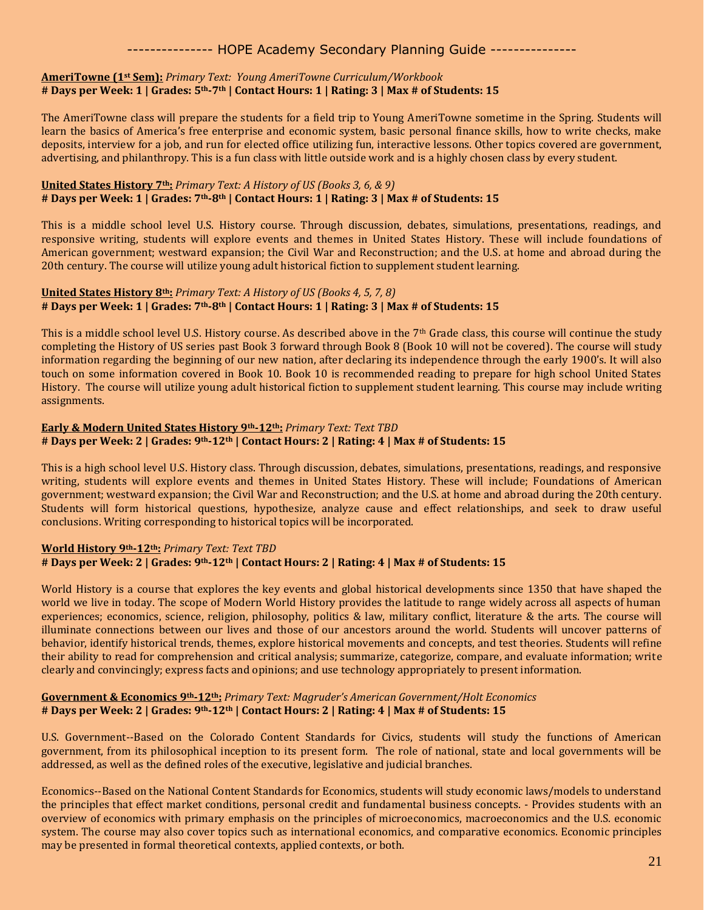**<u>AmeriTowne (1st Sem):</u>** *Primary Text: Young AmeriTowne Curriculum/Workbook*
**# Days per Week: 1 | Grades: 5th-7th | Contact Hours: 1 | Rating: 3 | Max # of Students: 15**

The AmeriTowne class will prepare the students for a field trip to Young AmeriTowne sometime in the Spring. Students will learn the basics of America's free enterprise and economic system, basic personal finance skills, how to write checks, make deposits, interview for a job, and run for elected office utilizing fun, interactive lessons. Other topics covered are government, advertising, and philanthropy. This is a fun class with little outside work and is a highly chosen class by every student.

**<u>United States History 7th:</u>** *Primary Text: A History of US (Books 3, 6, & 9)*
**# Days per Week: 1 | Grades: 7th-8th | Contact Hours: 1 | Rating: 3 | Max # of Students: 15**

This is a middle school level U.S. History course. Through discussion, debates, simulations, presentations, readings, and responsive writing, students will explore events and themes in United States History. These will include foundations of American government; westward expansion; the Civil War and Reconstruction; and the U.S. at home and abroad during the 20th century. The course will utilize young adult historical fiction to supplement student learning.

**<u>United States History 8th:</u>** *Primary Text: A History of US (Books 4, 5, 7, 8)*
**# Days per Week: 1 | Grades: 7th-8th | Contact Hours: 1 | Rating: 3 | Max # of Students: 15**

This is a middle school level U.S. History course. As described above in the 7th Grade class, this course will continue the study completing the History of US series past Book 3 forward through Book 8 (Book 10 will not be covered). The course will study information regarding the beginning of our new nation, after declaring its independence through the early 1900's. It will also touch on some information covered in Book 10. Book 10 is recommended reading to prepare for high school United States History. The course will utilize young adult historical fiction to supplement student learning. This course may include writing assignments.

**<u>Early & Modern United States History 9th-12th:</u>** *Primary Text: Text TBD*
**# Days per Week: 2 | Grades: 9th-12th | Contact Hours: 2 | Rating: 4 | Max # of Students: 15**

This is a high school level U.S. History class. Through discussion, debates, simulations, presentations, readings, and responsive writing, students will explore events and themes in United States History. These will include; Foundations of American government; westward expansion; the Civil War and Reconstruction; and the U.S. at home and abroad during the 20th century. Students will form historical questions, hypothesize, analyze cause and effect relationships, and seek to draw useful conclusions. Writing corresponding to historical topics will be incorporated.

**<u>World History 9th-12th:</u>** *Primary Text: Text TBD*
**# Days per Week: 2 | Grades: 9th-12th | Contact Hours: 2 | Rating: 4 | Max # of Students: 15**

World History is a course that explores the key events and global historical developments since 1350 that have shaped the world we live in today. The scope of Modern World History provides the latitude to range widely across all aspects of human experiences; economics, science, religion, philosophy, politics & law, military conflict, literature & the arts. The course will illuminate connections between our lives and those of our ancestors around the world. Students will uncover patterns of behavior, identify historical trends, themes, explore historical movements and concepts, and test theories. Students will refine their ability to read for comprehension and critical analysis; summarize, categorize, compare, and evaluate information; write clearly and convincingly; express facts and opinions; and use technology appropriately to present information.

**<u>Government & Economics 9th-12th:</u>** *Primary Text: Magruder's American Government/Holt Economics*
**# Days per Week: 2 | Grades: 9th-12th | Contact Hours: 2 | Rating: 4 | Max # of Students: 15**

U.S. Government--Based on the Colorado Content Standards for Civics, students will study the functions of American government, from its philosophical inception to its present form. The role of national, state and local governments will be addressed, as well as the defined roles of the executive, legislative and judicial branches.

Economics--Based on the National Content Standards for Economics, students will study economic laws/models to understand the principles that effect market conditions, personal credit and fundamental business concepts. - Provides students with an overview of economics with primary emphasis on the principles of microeconomics, macroeconomics and the U.S. economic system. The course may also cover topics such as international economics, and comparative economics. Economic principles may be presented in formal theoretical contexts, applied contexts, or both.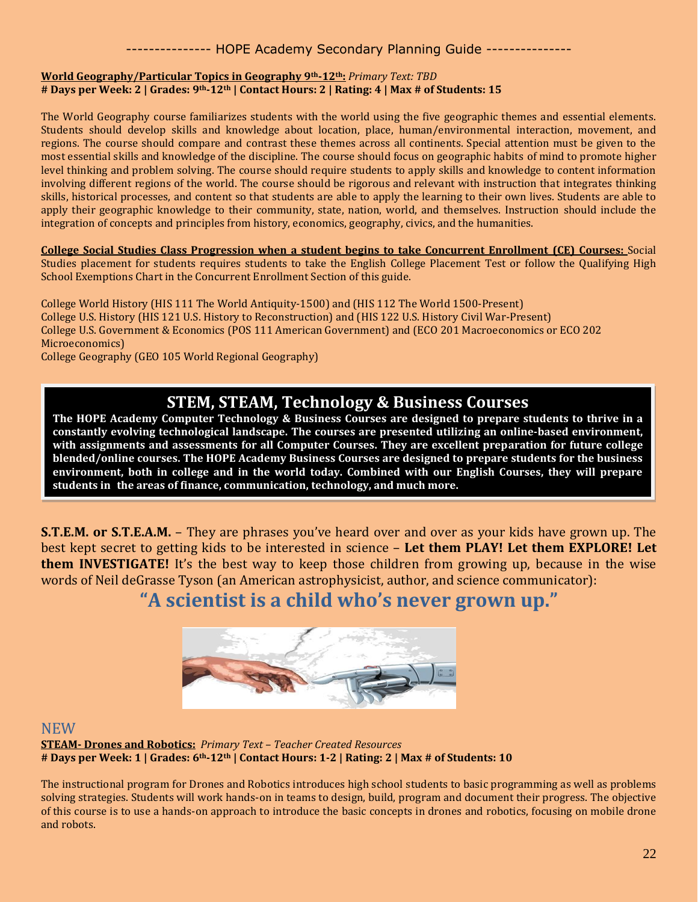**<u>World Geography/Particular Topics in Geography 9th-12th:</u>** *Primary Text: TBD*
**# Days per Week: 2 | Grades: 9th-12th | Contact Hours: 2 | Rating: 4 | Max # of Students: 15**

The World Geography course familiarizes students with the world using the five geographic themes and essential elements. Students should develop skills and knowledge about location, place, human/environmental interaction, movement, and regions. The course should compare and contrast these themes across all continents. Special attention must be given to the most essential skills and knowledge of the discipline. The course should focus on geographic habits of mind to promote higher level thinking and problem solving. The course should require students to apply skills and knowledge to content information involving different regions of the world. The course should be rigorous and relevant with instruction that integrates thinking skills, historical processes, and content so that students are able to apply the learning to their own lives. Students are able to apply their geographic knowledge to their community, state, nation, world, and themselves. Instruction should include the integration of concepts and principles from history, economics, geography, civics, and the humanities.

**<u>College Social Studies Class Progression when a student begins to take Concurrent Enrollment (CE) Courses:</u>** Social Studies placement for students requires students to take the English College Placement Test or follow the Qualifying High School Exemptions Chart in the Concurrent Enrollment Section of this guide.

College World History (HIS 111 The World Antiquity-1500) and (HIS 112 The World 1500-Present)
College U.S. History (HIS 121 U.S. History to Reconstruction) and (HIS 122 U.S. History Civil War-Present)
College U.S. Government & Economics (POS 111 American Government) and (ECO 201 Macroeconomics or ECO 202 Microeconomics)
College Geography (GEO 105 World Regional Geography)

## STEM, STEAM, Technology & Business Courses

**The HOPE Academy Computer Technology & Business Courses are designed to prepare students to thrive in a constantly evolving technological landscape. The courses are presented utilizing an online-based environment, with assignments and assessments for all Computer Courses. They are excellent preparation for future college blended/online courses. The HOPE Academy Business Courses are designed to prepare students for the business environment, both in college and in the world today. Combined with our English Courses, they will prepare students in the areas of finance, communication, technology, and much more.**

**S.T.E.M. or S.T.E.A.M.** – They are phrases you've heard over and over as your kids have grown up. The best kept secret to getting kids to be interested in science – **Let them PLAY! Let them EXPLORE! Let them INVESTIGATE!** It's the best way to keep those children from growing up, because in the wise words of Neil deGrasse Tyson (an American astrophysicist, author, and science communicator):

### "A scientist is a child who's never grown up."

NEW

**<u>STEAM- Drones and Robotics:</u>** *Primary Text – Teacher Created Resources*
**# Days per Week: 1 | Grades: 6th-12th | Contact Hours: 1-2 | Rating: 2 | Max # of Students: 10**

The instructional program for Drones and Robotics introduces high school students to basic programming as well as problems solving strategies. Students will work hands-on in teams to design, build, program and document their progress. The objective of this course is to use a hands-on approach to introduce the basic concepts in drones and robotics, focusing on mobile drone and robots.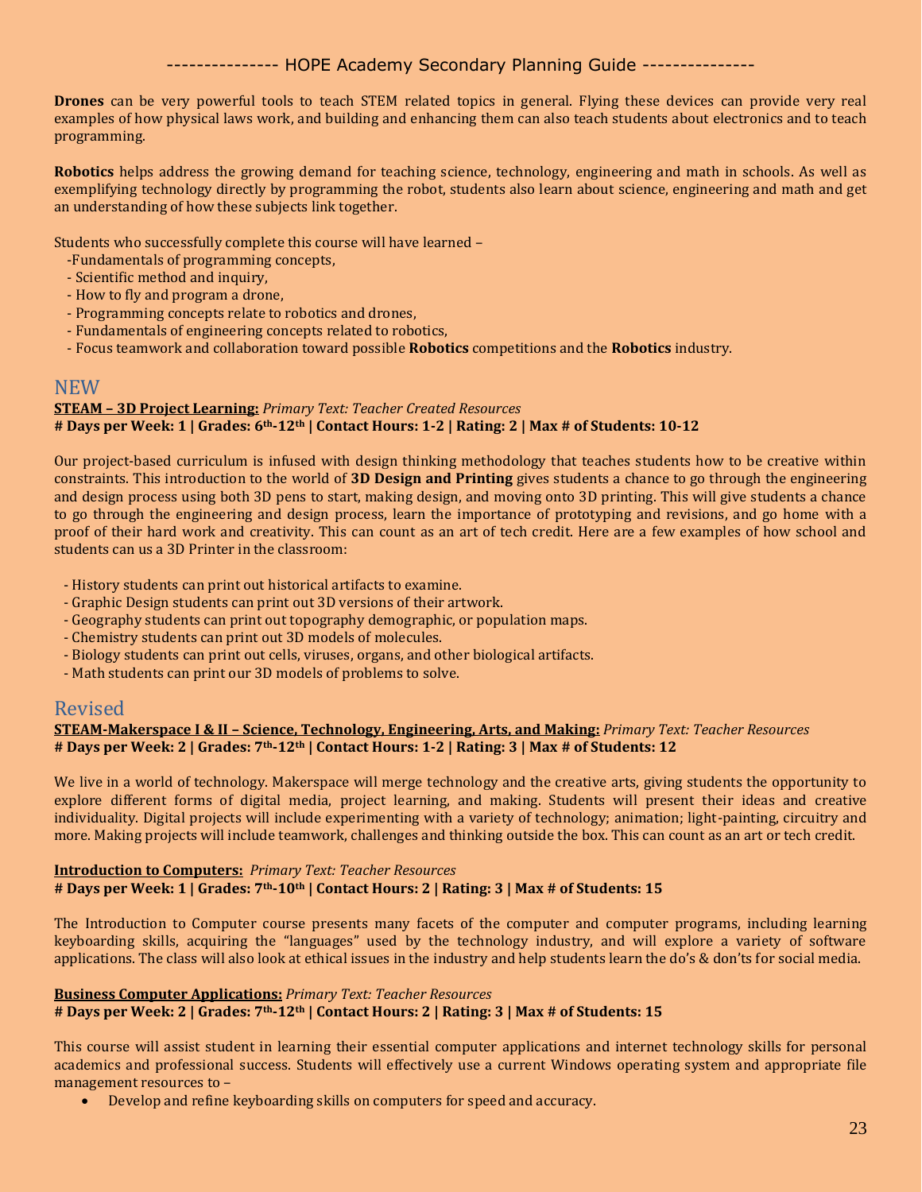**Drones** can be very powerful tools to teach STEM related topics in general. Flying these devices can provide very real examples of how physical laws work, and building and enhancing them can also teach students about electronics and to teach programming.

**Robotics** helps address the growing demand for teaching science, technology, engineering and math in schools. As well as exemplifying technology directly by programming the robot, students also learn about science, engineering and math and get an understanding of how these subjects link together.

Students who successfully complete this course will have learned –

- Fundamentals of programming concepts,
- Scientific method and inquiry,
- How to fly and program a drone,
- Programming concepts relate to robotics and drones,
- Fundamentals of engineering concepts related to robotics,
- Focus teamwork and collaboration toward possible **Robotics** competitions and the **Robotics** industry.

## NEW

**STEAM – 3D Project Learning:** *Primary Text: Teacher Created Resources*
**# Days per Week: 1 | Grades: 6th-12th | Contact Hours: 1-2 | Rating: 2 | Max # of Students: 10-12**

Our project-based curriculum is infused with design thinking methodology that teaches students how to be creative within constraints. This introduction to the world of **3D Design and Printing** gives students a chance to go through the engineering and design process using both 3D pens to start, making design, and moving onto 3D printing. This will give students a chance to go through the engineering and design process, learn the importance of prototyping and revisions, and go home with a proof of their hard work and creativity. This can count as an art of tech credit. Here are a few examples of how school and students can us a 3D Printer in the classroom:

- History students can print out historical artifacts to examine.
- Graphic Design students can print out 3D versions of their artwork.
- Geography students can print out topography demographic, or population maps.
- Chemistry students can print out 3D models of molecules.
- Biology students can print out cells, viruses, organs, and other biological artifacts.
- Math students can print our 3D models of problems to solve.

## Revised

**STEAM-Makerspace I & II – Science, Technology, Engineering, Arts, and Making:** *Primary Text: Teacher Resources*
**# Days per Week: 2 | Grades: 7th-12th | Contact Hours: 1-2 | Rating: 3 | Max # of Students: 12**

We live in a world of technology. Makerspace will merge technology and the creative arts, giving students the opportunity to explore different forms of digital media, project learning, and making. Students will present their ideas and creative individuality. Digital projects will include experimenting with a variety of technology; animation; light-painting, circuitry and more. Making projects will include teamwork, challenges and thinking outside the box. This can count as an art or tech credit.

**Introduction to Computers:** *Primary Text: Teacher Resources*
**# Days per Week: 1 | Grades: 7th-10th | Contact Hours: 2 | Rating: 3 | Max # of Students: 15**

The Introduction to Computer course presents many facets of the computer and computer programs, including learning keyboarding skills, acquiring the "languages" used by the technology industry, and will explore a variety of software applications. The class will also look at ethical issues in the industry and help students learn the do's & don'ts for social media.

**Business Computer Applications:** *Primary Text: Teacher Resources*
**# Days per Week: 2 | Grades: 7th-12th | Contact Hours: 2 | Rating: 3 | Max # of Students: 15**

This course will assist student in learning their essential computer applications and internet technology skills for personal academics and professional success. Students will effectively use a current Windows operating system and appropriate file management resources to –

- Develop and refine keyboarding skills on computers for speed and accuracy.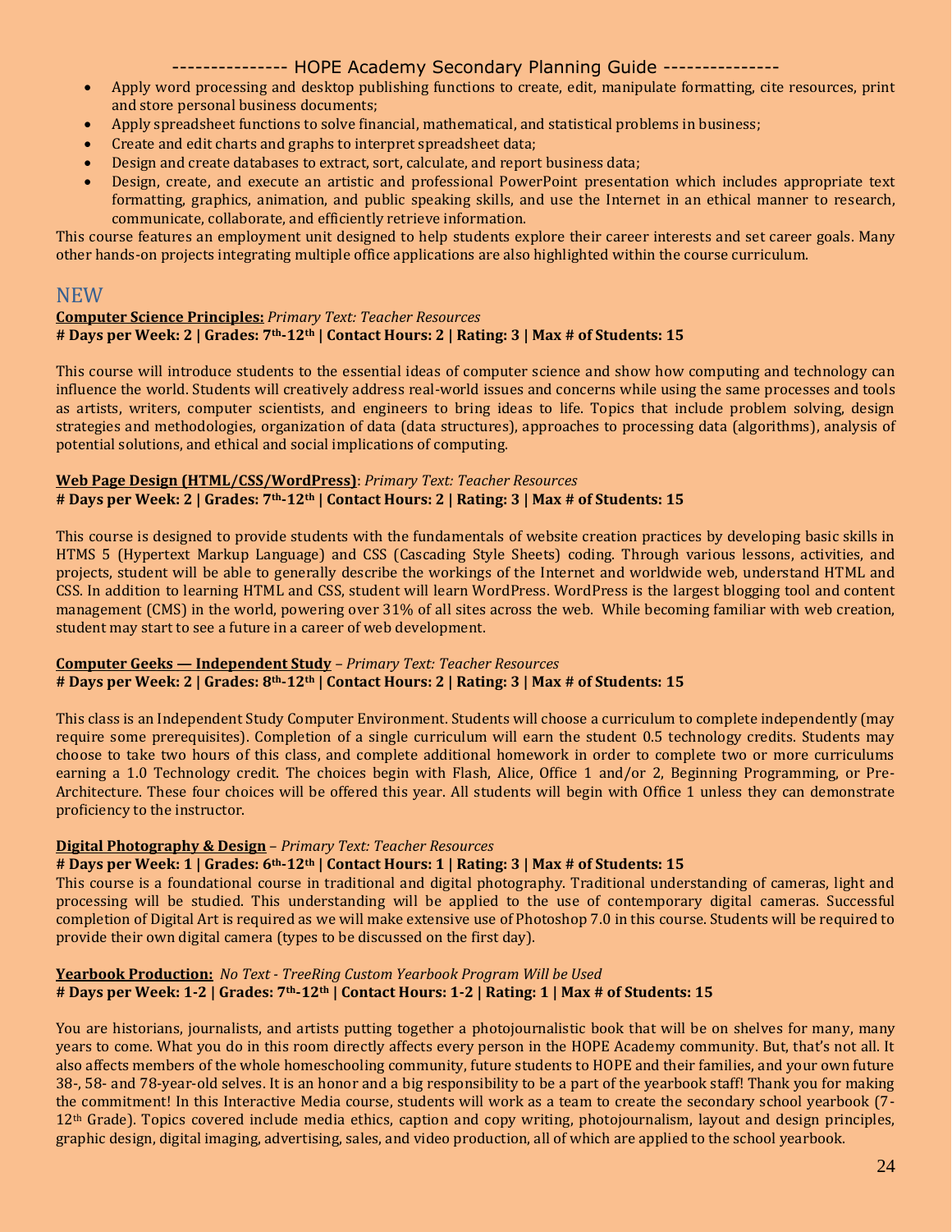- Apply word processing and desktop publishing functions to create, edit, manipulate formatting, cite resources, print and store personal business documents;
- Apply spreadsheet functions to solve financial, mathematical, and statistical problems in business;
- Create and edit charts and graphs to interpret spreadsheet data;
- Design and create databases to extract, sort, calculate, and report business data;
- Design, create, and execute an artistic and professional PowerPoint presentation which includes appropriate text formatting, graphics, animation, and public speaking skills, and use the Internet in an ethical manner to research, communicate, collaborate, and efficiently retrieve information.

This course features an employment unit designed to help students explore their career interests and set career goals. Many other hands-on projects integrating multiple office applications are also highlighted within the course curriculum.

## NEW

**Computer Science Principles:** *Primary Text: Teacher Resources*
**# Days per Week: 2 | Grades: 7th-12th | Contact Hours: 2 | Rating: 3 | Max # of Students: 15**

This course will introduce students to the essential ideas of computer science and show how computing and technology can influence the world. Students will creatively address real-world issues and concerns while using the same processes and tools as artists, writers, computer scientists, and engineers to bring ideas to life. Topics that include problem solving, design strategies and methodologies, organization of data (data structures), approaches to processing data (algorithms), analysis of potential solutions, and ethical and social implications of computing.

**Web Page Design (HTML/CSS/WordPress)**: *Primary Text: Teacher Resources*
**# Days per Week: 2 | Grades: 7th-12th | Contact Hours: 2 | Rating: 3 | Max # of Students: 15**

This course is designed to provide students with the fundamentals of website creation practices by developing basic skills in HTMS 5 (Hypertext Markup Language) and CSS (Cascading Style Sheets) coding. Through various lessons, activities, and projects, student will be able to generally describe the workings of the Internet and worldwide web, understand HTML and CSS. In addition to learning HTML and CSS, student will learn WordPress. WordPress is the largest blogging tool and content management (CMS) in the world, powering over 31% of all sites across the web. While becoming familiar with web creation, student may start to see a future in a career of web development.

**Computer Geeks — Independent Study** – *Primary Text: Teacher Resources*
**# Days per Week: 2 | Grades: 8th-12th | Contact Hours: 2 | Rating: 3 | Max # of Students: 15**

This class is an Independent Study Computer Environment. Students will choose a curriculum to complete independently (may require some prerequisites). Completion of a single curriculum will earn the student 0.5 technology credits. Students may choose to take two hours of this class, and complete additional homework in order to complete two or more curriculums earning a 1.0 Technology credit. The choices begin with Flash, Alice, Office 1 and/or 2, Beginning Programming, or Pre-Architecture. These four choices will be offered this year. All students will begin with Office 1 unless they can demonstrate proficiency to the instructor.

**Digital Photography & Design** – *Primary Text: Teacher Resources*
**# Days per Week: 1 | Grades: 6th-12th | Contact Hours: 1 | Rating: 3 | Max # of Students: 15**
This course is a foundational course in traditional and digital photography. Traditional understanding of cameras, light and processing will be studied. This understanding will be applied to the use of contemporary digital cameras. Successful completion of Digital Art is required as we will make extensive use of Photoshop 7.0 in this course. Students will be required to provide their own digital camera (types to be discussed on the first day).

**Yearbook Production:** *No Text - TreeRing Custom Yearbook Program Will be Used*
**# Days per Week: 1-2 | Grades: 7th-12th | Contact Hours: 1-2 | Rating: 1 | Max # of Students: 15**

You are historians, journalists, and artists putting together a photojournalistic book that will be on shelves for many, many years to come. What you do in this room directly affects every person in the HOPE Academy community. But, that's not all. It also affects members of the whole homeschooling community, future students to HOPE and their families, and your own future 38-, 58- and 78-year-old selves. It is an honor and a big responsibility to be a part of the yearbook staff! Thank you for making the commitment! In this Interactive Media course, students will work as a team to create the secondary school yearbook (7-12th Grade). Topics covered include media ethics, caption and copy writing, photojournalism, layout and design principles, graphic design, digital imaging, advertising, sales, and video production, all of which are applied to the school yearbook.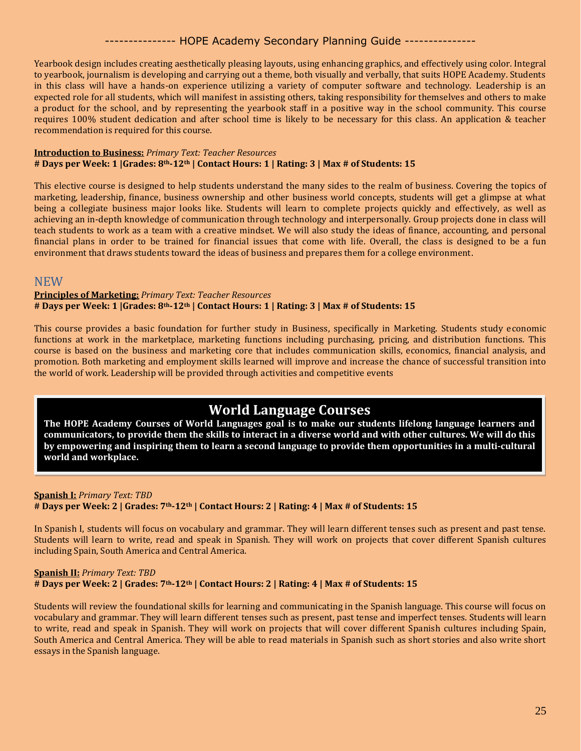Yearbook design includes creating aesthetically pleasing layouts, using enhancing graphics, and effectively using color. Integral to yearbook, journalism is developing and carrying out a theme, both visually and verbally, that suits HOPE Academy. Students in this class will have a hands-on experience utilizing a variety of computer software and technology. Leadership is an expected role for all students, which will manifest in assisting others, taking responsibility for themselves and others to make a product for the school, and by representing the yearbook staff in a positive way in the school community. This course requires 100% student dedication and after school time is likely to be necessary for this class. An application & teacher recommendation is required for this course.

**Introduction to Business:** *Primary Text: Teacher Resources*
**# Days per Week: 1 |Grades: 8th-12th | Contact Hours: 1 | Rating: 3 | Max # of Students: 15**

This elective course is designed to help students understand the many sides to the realm of business. Covering the topics of marketing, leadership, finance, business ownership and other business world concepts, students will get a glimpse at what being a collegiate business major looks like. Students will learn to complete projects quickly and effectively, as well as achieving an in-depth knowledge of communication through technology and interpersonally. Group projects done in class will teach students to work as a team with a creative mindset. We will also study the ideas of finance, accounting, and personal financial plans in order to be trained for financial issues that come with life. Overall, the class is designed to be a fun environment that draws students toward the ideas of business and prepares them for a college environment.

NEW

**Principles of Marketing:** *Primary Text: Teacher Resources*
**# Days per Week: 1 |Grades: 8th-12th | Contact Hours: 1 | Rating: 3 | Max # of Students: 15**

This course provides a basic foundation for further study in Business, specifically in Marketing. Students study economic functions at work in the marketplace, marketing functions including purchasing, pricing, and distribution functions. This course is based on the business and marketing core that includes communication skills, economics, financial analysis, and promotion. Both marketing and employment skills learned will improve and increase the chance of successful transition into the world of work. Leadership will be provided through activities and competitive events

## World Language Courses

**The HOPE Academy Courses of World Languages goal is to make our students lifelong language learners and communicators, to provide them the skills to interact in a diverse world and with other cultures. We will do this by empowering and inspiring them to learn a second language to provide them opportunities in a multi-cultural world and workplace.**

**Spanish I:** *Primary Text: TBD*
**# Days per Week: 2 | Grades: 7th-12th | Contact Hours: 2 | Rating: 4 | Max # of Students: 15**

In Spanish I, students will focus on vocabulary and grammar. They will learn different tenses such as present and past tense. Students will learn to write, read and speak in Spanish. They will work on projects that cover different Spanish cultures including Spain, South America and Central America.

**Spanish II:** *Primary Text: TBD*
**# Days per Week: 2 | Grades: 7th-12th | Contact Hours: 2 | Rating: 4 | Max # of Students: 15**

Students will review the foundational skills for learning and communicating in the Spanish language. This course will focus on vocabulary and grammar. They will learn different tenses such as present, past tense and imperfect tenses. Students will learn to write, read and speak in Spanish. They will work on projects that will cover different Spanish cultures including Spain, South America and Central America. They will be able to read materials in Spanish such as short stories and also write short essays in the Spanish language.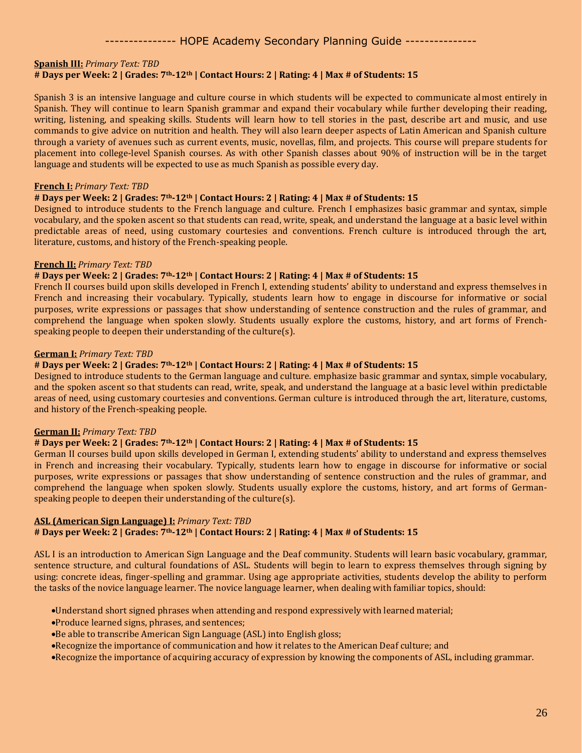**Spanish III:** *Primary Text: TBD*
**# Days per Week: 2 | Grades: 7th-12th | Contact Hours: 2 | Rating: 4 | Max # of Students: 15**

Spanish 3 is an intensive language and culture course in which students will be expected to communicate almost entirely in Spanish. They will continue to learn Spanish grammar and expand their vocabulary while further developing their reading, writing, listening, and speaking skills. Students will learn how to tell stories in the past, describe art and music, and use commands to give advice on nutrition and health. They will also learn deeper aspects of Latin American and Spanish culture through a variety of avenues such as current events, music, novellas, film, and projects. This course will prepare students for placement into college-level Spanish courses. As with other Spanish classes about 90% of instruction will be in the target language and students will be expected to use as much Spanish as possible every day.

**French I:** *Primary Text: TBD*
**# Days per Week: 2 | Grades: 7th-12th | Contact Hours: 2 | Rating: 4 | Max # of Students: 15**
Designed to introduce students to the French language and culture. French I emphasizes basic grammar and syntax, simple vocabulary, and the spoken ascent so that students can read, write, speak, and understand the language at a basic level within predictable areas of need, using customary courtesies and conventions. French culture is introduced through the art, literature, customs, and history of the French-speaking people.

**French II:** *Primary Text: TBD*
**# Days per Week: 2 | Grades: 7th-12th | Contact Hours: 2 | Rating: 4 | Max # of Students: 15**
French II courses build upon skills developed in French I, extending students' ability to understand and express themselves in French and increasing their vocabulary. Typically, students learn how to engage in discourse for informative or social purposes, write expressions or passages that show understanding of sentence construction and the rules of grammar, and comprehend the language when spoken slowly. Students usually explore the customs, history, and art forms of French-speaking people to deepen their understanding of the culture(s).

**German I:** *Primary Text: TBD*
**# Days per Week: 2 | Grades: 7th-12th | Contact Hours: 2 | Rating: 4 | Max # of Students: 15**
Designed to introduce students to the German language and culture. emphasize basic grammar and syntax, simple vocabulary, and the spoken ascent so that students can read, write, speak, and understand the language at a basic level within predictable areas of need, using customary courtesies and conventions. German culture is introduced through the art, literature, customs, and history of the French-speaking people.

**German II:** *Primary Text: TBD*
**# Days per Week: 2 | Grades: 7th-12th | Contact Hours: 2 | Rating: 4 | Max # of Students: 15**
German II courses build upon skills developed in German I, extending students' ability to understand and express themselves in French and increasing their vocabulary. Typically, students learn how to engage in discourse for informative or social purposes, write expressions or passages that show understanding of sentence construction and the rules of grammar, and comprehend the language when spoken slowly. Students usually explore the customs, history, and art forms of German-speaking people to deepen their understanding of the culture(s).

**ASL (American Sign Language) I:** *Primary Text: TBD*
**# Days per Week: 2 | Grades: 7th-12th | Contact Hours: 2 | Rating: 4 | Max # of Students: 15**

ASL I is an introduction to American Sign Language and the Deaf community. Students will learn basic vocabulary, grammar, sentence structure, and cultural foundations of ASL. Students will begin to learn to express themselves through signing by using: concrete ideas, finger-spelling and grammar. Using age appropriate activities, students develop the ability to perform the tasks of the novice language learner. The novice language learner, when dealing with familiar topics, should:

- Understand short signed phrases when attending and respond expressively with learned material;
- Produce learned signs, phrases, and sentences;
- Be able to transcribe American Sign Language (ASL) into English gloss;
- Recognize the importance of communication and how it relates to the American Deaf culture; and
- Recognize the importance of acquiring accuracy of expression by knowing the components of ASL, including grammar.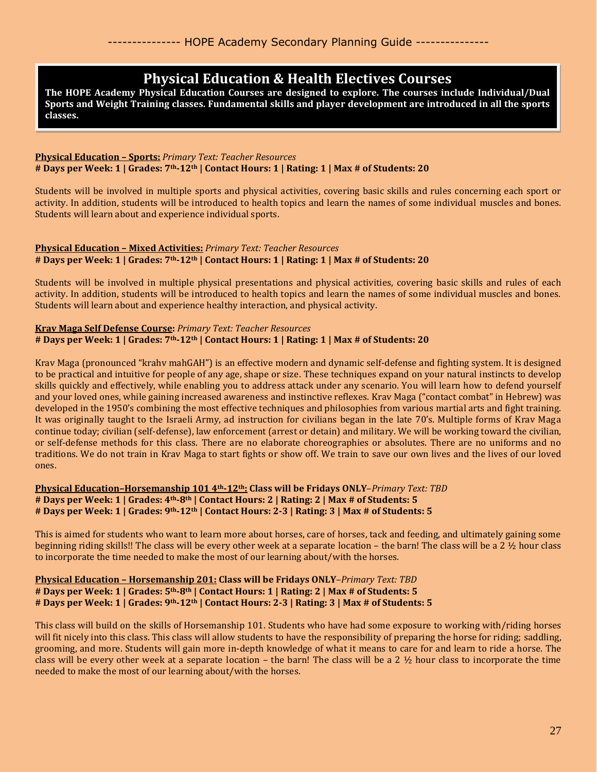# Physical Education & Health Electives Courses

**The HOPE Academy Physical Education Courses are designed to explore. The courses include Individual/Dual Sports and Weight Training classes. Fundamental skills and player development are introduced in all the sports classes.**

**Physical Education – Sports:** *Primary Text: Teacher Resources*
**# Days per Week: 1 | Grades: 7th-12th | Contact Hours: 1 | Rating: 1 | Max # of Students: 20**

Students will be involved in multiple sports and physical activities, covering basic skills and rules concerning each sport or activity. In addition, students will be introduced to health topics and learn the names of some individual muscles and bones. Students will learn about and experience individual sports.

**Physical Education – Mixed Activities:** *Primary Text: Teacher Resources*
**# Days per Week: 1 | Grades: 7th-12th | Contact Hours: 1 | Rating: 1 | Max # of Students: 20**

Students will be involved in multiple physical presentations and physical activities, covering basic skills and rules of each activity. In addition, students will be introduced to health topics and learn the names of some individual muscles and bones. Students will learn about and experience healthy interaction, and physical activity.

**Krav Maga Self Defense Course:** *Primary Text: Teacher Resources*
**# Days per Week: 1 | Grades: 7th-12th | Contact Hours: 1 | Rating: 1 | Max # of Students: 20**

Krav Maga (pronounced "krahv mahGAH") is an effective modern and dynamic self-defense and fighting system. It is designed to be practical and intuitive for people of any age, shape or size. These techniques expand on your natural instincts to develop skills quickly and effectively, while enabling you to address attack under any scenario. You will learn how to defend yourself and your loved ones, while gaining increased awareness and instinctive reflexes. Krav Maga ("contact combat" in Hebrew) was developed in the 1950's combining the most effective techniques and philosophies from various martial arts and fight training. It was originally taught to the Israeli Army, ad instruction for civilians began in the late 70's. Multiple forms of Krav Maga continue today; civilian (self-defense), law enforcement (arrest or detain) and military. We will be working toward the civilian, or self-defense methods for this class. There are no elaborate choreographies or absolutes. There are no uniforms and no traditions. We do not train in Krav Maga to start fights or show off. We train to save our own lives and the lives of our loved ones.

**Physical Education–Horsemanship 101 4th-12th: Class will be Fridays ONLY**–*Primary Text: TBD*
**# Days per Week: 1 | Grades: 4th-8th | Contact Hours: 2 | Rating: 2 | Max # of Students: 5**
**# Days per Week: 1 | Grades: 9th-12th | Contact Hours: 2-3 | Rating: 3 | Max # of Students: 5**

This is aimed for students who want to learn more about horses, care of horses, tack and feeding, and ultimately gaining some beginning riding skills!! The class will be every other week at a separate location – the barn! The class will be a 2 ½ hour class to incorporate the time needed to make the most of our learning about/with the horses.

**Physical Education – Horsemanship 201: Class will be Fridays ONLY**–*Primary Text: TBD*
**# Days per Week: 1 | Grades: 5th-8th | Contact Hours: 1 | Rating: 2 | Max # of Students: 5**
**# Days per Week: 1 | Grades: 9th-12th | Contact Hours: 2-3 | Rating: 3 | Max # of Students: 5**

This class will build on the skills of Horsemanship 101. Students who have had some exposure to working with/riding horses will fit nicely into this class. This class will allow students to have the responsibility of preparing the horse for riding; saddling, grooming, and more. Students will gain more in-depth knowledge of what it means to care for and learn to ride a horse. The class will be every other week at a separate location – the barn! The class will be a 2 ½ hour class to incorporate the time needed to make the most of our learning about/with the horses.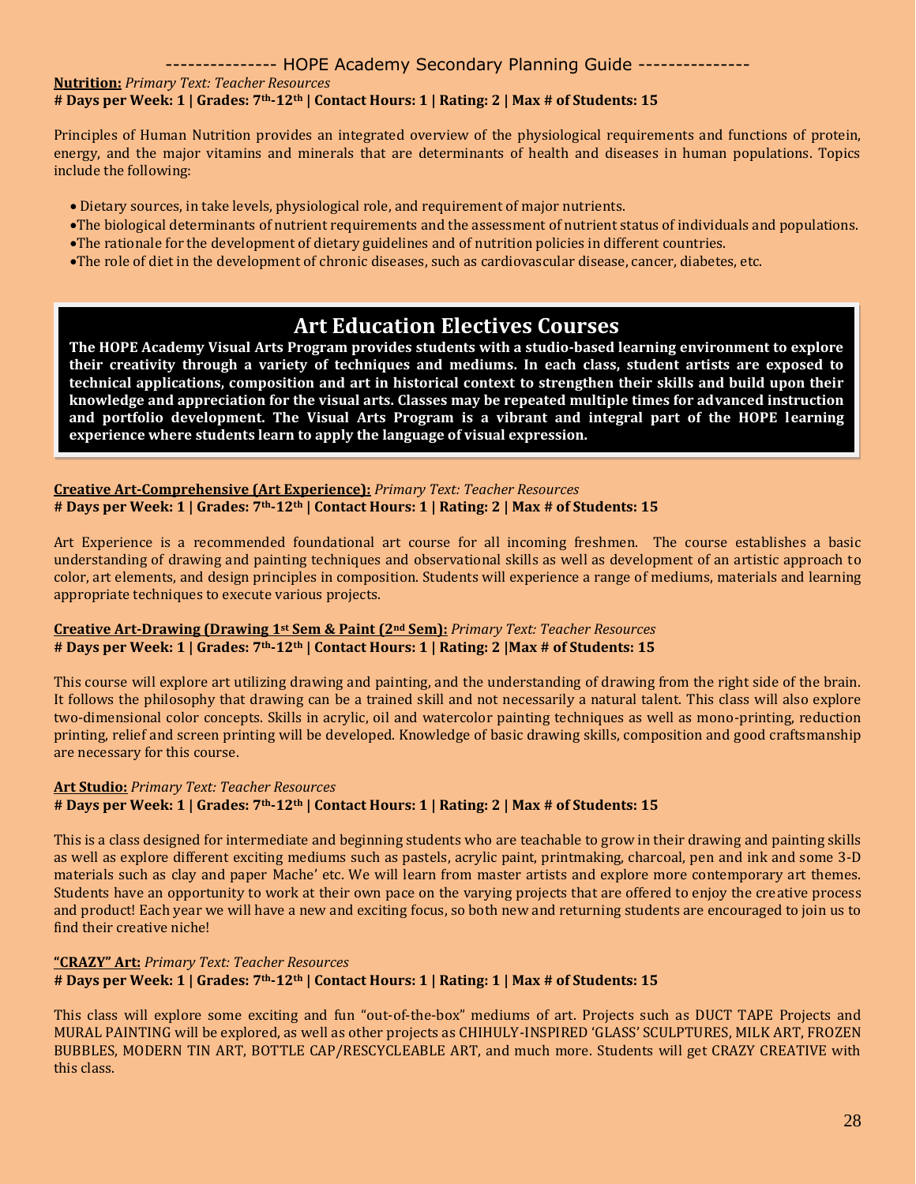**Nutrition:** *Primary Text: Teacher Resources*
**# Days per Week: 1 | Grades: 7th-12th | Contact Hours: 1 | Rating: 2 | Max # of Students: 15**

Principles of Human Nutrition provides an integrated overview of the physiological requirements and functions of protein, energy, and the major vitamins and minerals that are determinants of health and diseases in human populations. Topics include the following:

- Dietary sources, in take levels, physiological role, and requirement of major nutrients.
- The biological determinants of nutrient requirements and the assessment of nutrient status of individuals and populations.
- The rationale for the development of dietary guidelines and of nutrition policies in different countries.
- The role of diet in the development of chronic diseases, such as cardiovascular disease, cancer, diabetes, etc.

## Art Education Electives Courses

**The HOPE Academy Visual Arts Program provides students with a studio-based learning environment to explore their creativity through a variety of techniques and mediums. In each class, student artists are exposed to technical applications, composition and art in historical context to strengthen their skills and build upon their knowledge and appreciation for the visual arts. Classes may be repeated multiple times for advanced instruction and portfolio development. The Visual Arts Program is a vibrant and integral part of the HOPE learning experience where students learn to apply the language of visual expression.**

**Creative Art-Comprehensive (Art Experience):** *Primary Text: Teacher Resources*
**# Days per Week: 1 | Grades: 7th-12th | Contact Hours: 1 | Rating: 2 | Max # of Students: 15**

Art Experience is a recommended foundational art course for all incoming freshmen. The course establishes a basic understanding of drawing and painting techniques and observational skills as well as development of an artistic approach to color, art elements, and design principles in composition. Students will experience a range of mediums, materials and learning appropriate techniques to execute various projects.

**Creative Art-Drawing (Drawing 1st Sem & Paint (2nd Sem):** *Primary Text: Teacher Resources*
**# Days per Week: 1 | Grades: 7th-12th | Contact Hours: 1 | Rating: 2 |Max # of Students: 15**

This course will explore art utilizing drawing and painting, and the understanding of drawing from the right side of the brain. It follows the philosophy that drawing can be a trained skill and not necessarily a natural talent. This class will also explore two-dimensional color concepts. Skills in acrylic, oil and watercolor painting techniques as well as mono-printing, reduction printing, relief and screen printing will be developed. Knowledge of basic drawing skills, composition and good craftsmanship are necessary for this course.

**Art Studio:** *Primary Text: Teacher Resources*
**# Days per Week: 1 | Grades: 7th-12th | Contact Hours: 1 | Rating: 2 | Max # of Students: 15**

This is a class designed for intermediate and beginning students who are teachable to grow in their drawing and painting skills as well as explore different exciting mediums such as pastels, acrylic paint, printmaking, charcoal, pen and ink and some 3-D materials such as clay and paper Mache' etc. We will learn from master artists and explore more contemporary art themes. Students have an opportunity to work at their own pace on the varying projects that are offered to enjoy the creative process and product! Each year we will have a new and exciting focus, so both new and returning students are encouraged to join us to find their creative niche!

**"CRAZY" Art:** *Primary Text: Teacher Resources*
**# Days per Week: 1 | Grades: 7th-12th | Contact Hours: 1 | Rating: 1 | Max # of Students: 15**

This class will explore some exciting and fun "out-of-the-box" mediums of art. Projects such as DUCT TAPE Projects and MURAL PAINTING will be explored, as well as other projects as CHIHULY-INSPIRED 'GLASS' SCULPTURES, MILK ART, FROZEN BUBBLES, MODERN TIN ART, BOTTLE CAP/RESCYCLEABLE ART, and much more. Students will get CRAZY CREATIVE with this class.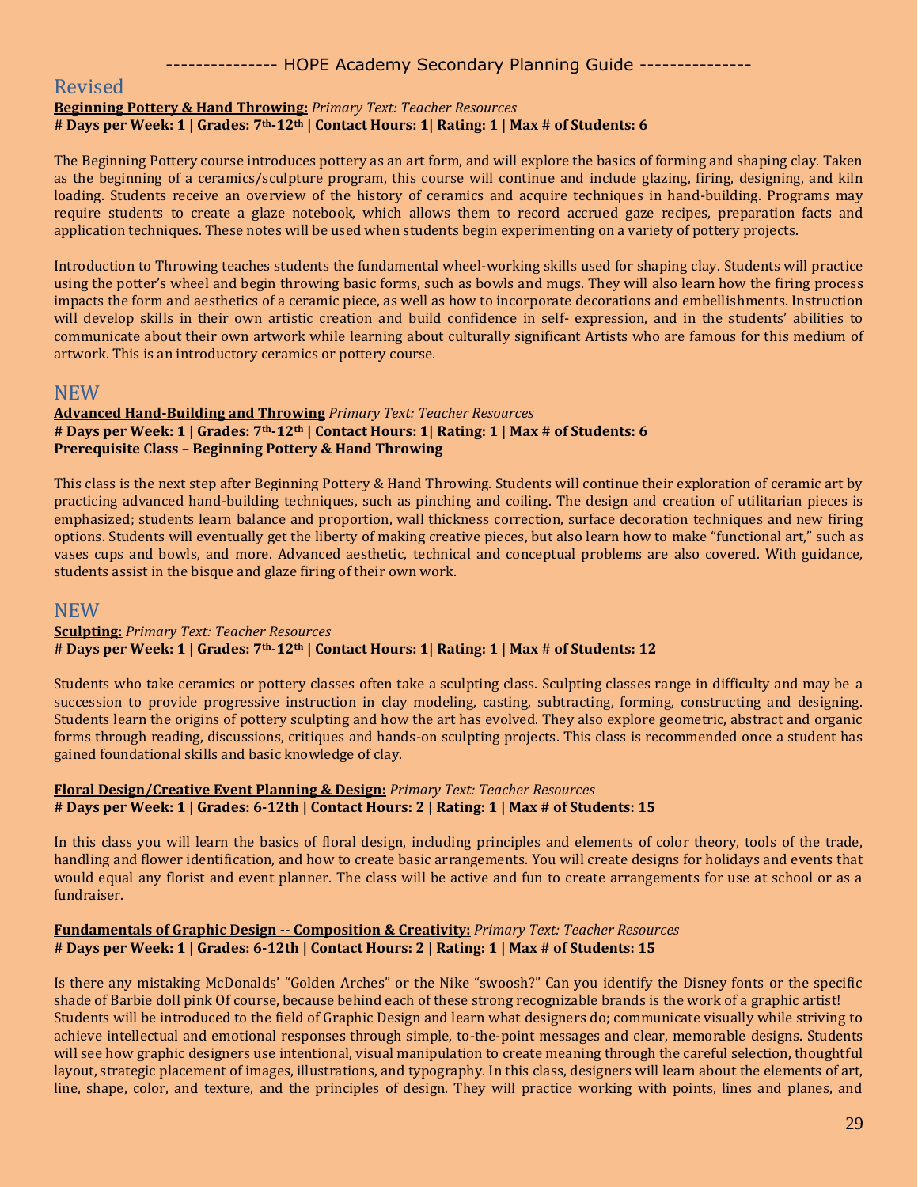## Revised

**Beginning Pottery & Hand Throwing:** *Primary Text: Teacher Resources*
**# Days per Week: 1 | Grades: 7th-12th | Contact Hours: 1| Rating: 1 | Max # of Students: 6**

The Beginning Pottery course introduces pottery as an art form, and will explore the basics of forming and shaping clay. Taken as the beginning of a ceramics/sculpture program, this course will continue and include glazing, firing, designing, and kiln loading. Students receive an overview of the history of ceramics and acquire techniques in hand-building. Programs may require students to create a glaze notebook, which allows them to record accrued gaze recipes, preparation facts and application techniques. These notes will be used when students begin experimenting on a variety of pottery projects.

Introduction to Throwing teaches students the fundamental wheel-working skills used for shaping clay. Students will practice using the potter's wheel and begin throwing basic forms, such as bowls and mugs. They will also learn how the firing process impacts the form and aesthetics of a ceramic piece, as well as how to incorporate decorations and embellishments. Instruction will develop skills in their own artistic creation and build confidence in self- expression, and in the students' abilities to communicate about their own artwork while learning about culturally significant Artists who are famous for this medium of artwork. This is an introductory ceramics or pottery course.

## NEW

**Advanced Hand-Building and Throwing** *Primary Text: Teacher Resources*
**# Days per Week: 1 | Grades: 7th-12th | Contact Hours: 1| Rating: 1 | Max # of Students: 6**
**Prerequisite Class – Beginning Pottery & Hand Throwing**

This class is the next step after Beginning Pottery & Hand Throwing. Students will continue their exploration of ceramic art by practicing advanced hand-building techniques, such as pinching and coiling. The design and creation of utilitarian pieces is emphasized; students learn balance and proportion, wall thickness correction, surface decoration techniques and new firing options. Students will eventually get the liberty of making creative pieces, but also learn how to make "functional art," such as vases cups and bowls, and more. Advanced aesthetic, technical and conceptual problems are also covered. With guidance, students assist in the bisque and glaze firing of their own work.

## NEW

**Sculpting:** *Primary Text: Teacher Resources*
**# Days per Week: 1 | Grades: 7th-12th | Contact Hours: 1| Rating: 1 | Max # of Students: 12**

Students who take ceramics or pottery classes often take a sculpting class. Sculpting classes range in difficulty and may be a succession to provide progressive instruction in clay modeling, casting, subtracting, forming, constructing and designing. Students learn the origins of pottery sculpting and how the art has evolved. They also explore geometric, abstract and organic forms through reading, discussions, critiques and hands-on sculpting projects. This class is recommended once a student has gained foundational skills and basic knowledge of clay.

**Floral Design/Creative Event Planning & Design:** *Primary Text: Teacher Resources*
**# Days per Week: 1 | Grades: 6-12th | Contact Hours: 2 | Rating: 1 | Max # of Students: 15**

In this class you will learn the basics of floral design, including principles and elements of color theory, tools of the trade, handling and flower identification, and how to create basic arrangements. You will create designs for holidays and events that would equal any florist and event planner. The class will be active and fun to create arrangements for use at school or as a fundraiser.

**Fundamentals of Graphic Design -- Composition & Creativity:** *Primary Text: Teacher Resources*
**# Days per Week: 1 | Grades: 6-12th | Contact Hours: 2 | Rating: 1 | Max # of Students: 15**

Is there any mistaking McDonalds' "Golden Arches" or the Nike "swoosh?" Can you identify the Disney fonts or the specific shade of Barbie doll pink Of course, because behind each of these strong recognizable brands is the work of a graphic artist! Students will be introduced to the field of Graphic Design and learn what designers do; communicate visually while striving to achieve intellectual and emotional responses through simple, to-the-point messages and clear, memorable designs. Students will see how graphic designers use intentional, visual manipulation to create meaning through the careful selection, thoughtful layout, strategic placement of images, illustrations, and typography. In this class, designers will learn about the elements of art, line, shape, color, and texture, and the principles of design. They will practice working with points, lines and planes, and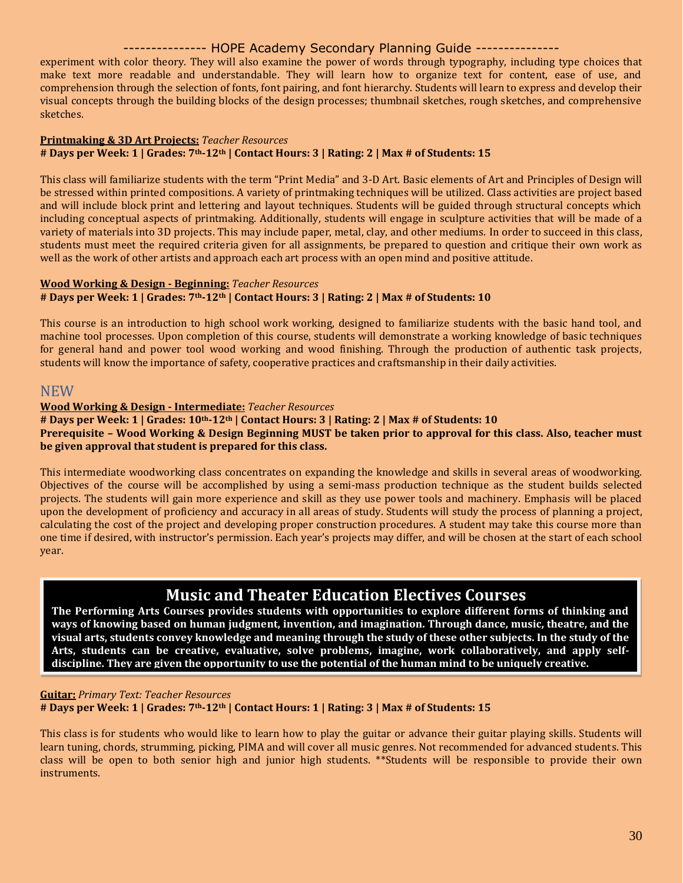experiment with color theory. They will also examine the power of words through typography, including type choices that make text more readable and understandable. They will learn how to organize text for content, ease of use, and comprehension through the selection of fonts, font pairing, and font hierarchy. Students will learn to express and develop their visual concepts through the building blocks of the design processes; thumbnail sketches, rough sketches, and comprehensive sketches.

**Printmaking & 3D Art Projects:** *Teacher Resources*
**# Days per Week: 1 | Grades: 7th-12th | Contact Hours: 3 | Rating: 2 | Max # of Students: 15**

This class will familiarize students with the term "Print Media" and 3-D Art. Basic elements of Art and Principles of Design will be stressed within printed compositions. A variety of printmaking techniques will be utilized. Class activities are project based and will include block print and lettering and layout techniques. Students will be guided through structural concepts which including conceptual aspects of printmaking. Additionally, students will engage in sculpture activities that will be made of a variety of materials into 3D projects. This may include paper, metal, clay, and other mediums. In order to succeed in this class, students must meet the required criteria given for all assignments, be prepared to question and critique their own work as well as the work of other artists and approach each art process with an open mind and positive attitude.

**Wood Working & Design - Beginning:** *Teacher Resources*
**# Days per Week: 1 | Grades: 7th-12th | Contact Hours: 3 | Rating: 2 | Max # of Students: 10**

This course is an introduction to high school work working, designed to familiarize students with the basic hand tool, and machine tool processes. Upon completion of this course, students will demonstrate a working knowledge of basic techniques for general hand and power tool wood working and wood finishing. Through the production of authentic task projects, students will know the importance of safety, cooperative practices and craftsmanship in their daily activities.

NEW

**Wood Working & Design - Intermediate:** *Teacher Resources*
**# Days per Week: 1 | Grades: 10th-12th | Contact Hours: 3 | Rating: 2 | Max # of Students: 10**
**Prerequisite – Wood Working & Design Beginning MUST be taken prior to approval for this class. Also, teacher must be given approval that student is prepared for this class.**

This intermediate woodworking class concentrates on expanding the knowledge and skills in several areas of woodworking. Objectives of the course will be accomplished by using a semi-mass production technique as the student builds selected projects. The students will gain more experience and skill as they use power tools and machinery. Emphasis will be placed upon the development of proficiency and accuracy in all areas of study. Students will study the process of planning a project, calculating the cost of the project and developing proper construction procedures. A student may take this course more than one time if desired, with instructor's permission. Each year's projects may differ, and will be chosen at the start of each school year.

## Music and Theater Education Electives Courses

**The Performing Arts Courses provides students with opportunities to explore different forms of thinking and ways of knowing based on human judgment, invention, and imagination. Through dance, music, theatre, and the visual arts, students convey knowledge and meaning through the study of these other subjects. In the study of the Arts, students can be creative, evaluative, solve problems, imagine, work collaboratively, and apply self-discipline. They are given the opportunity to use the potential of the human mind to be uniquely creative.**

**Guitar:** *Primary Text: Teacher Resources*
**# Days per Week: 1 | Grades: 7th-12th | Contact Hours: 1 | Rating: 3 | Max # of Students: 15**

This class is for students who would like to learn how to play the guitar or advance their guitar playing skills. Students will learn tuning, chords, strumming, picking, PIMA and will cover all music genres. Not recommended for advanced students. This class will be open to both senior high and junior high students. **Students will be responsible to provide their own instruments.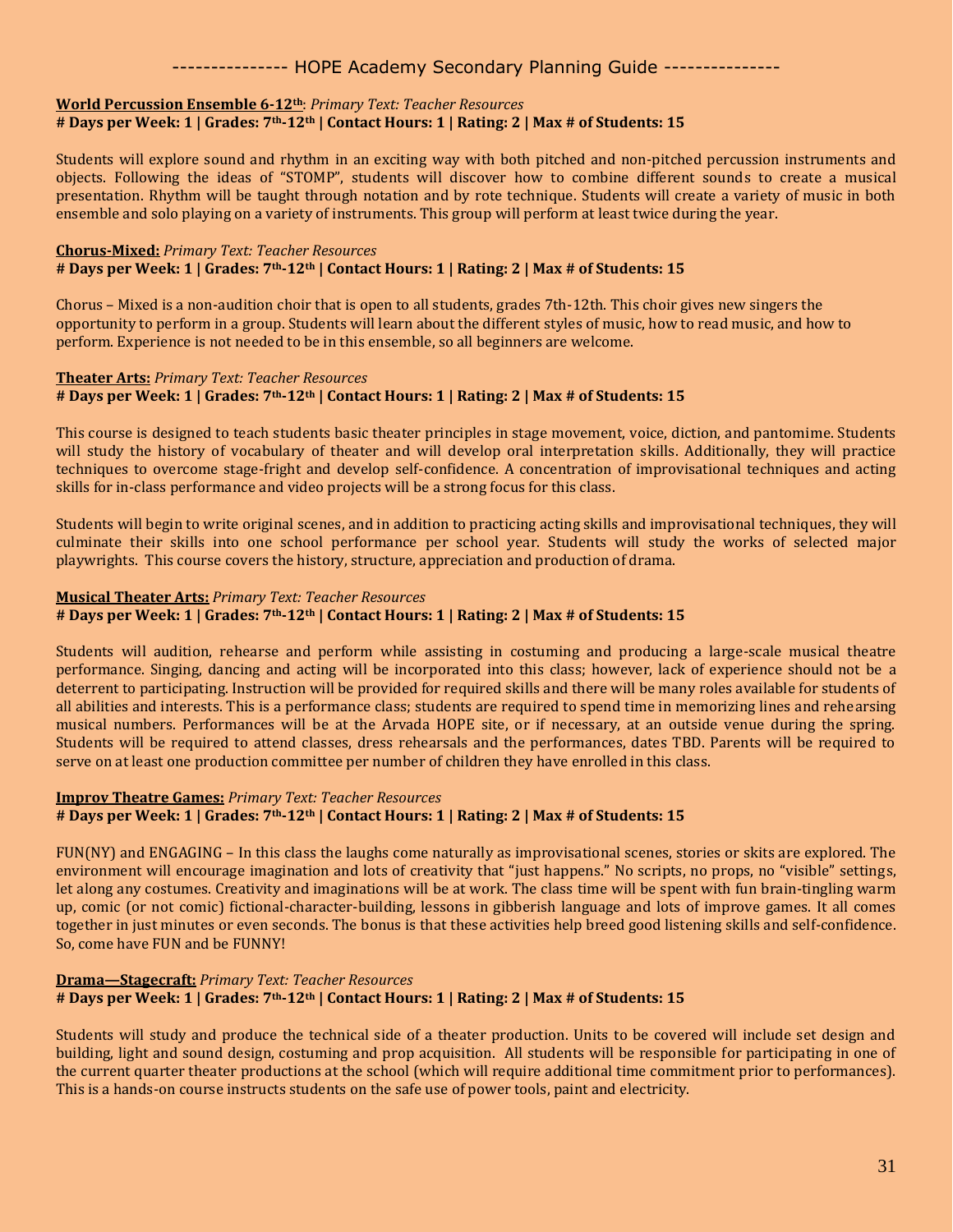**<u>World Percussion Ensemble 6-12th</u>**: *Primary Text: Teacher Resources*
**# Days per Week: 1 | Grades: 7th-12th | Contact Hours: 1 | Rating: 2 | Max # of Students: 15**

Students will explore sound and rhythm in an exciting way with both pitched and non-pitched percussion instruments and objects. Following the ideas of "STOMP", students will discover how to combine different sounds to create a musical presentation. Rhythm will be taught through notation and by rote technique. Students will create a variety of music in both ensemble and solo playing on a variety of instruments. This group will perform at least twice during the year.

**<u>Chorus-Mixed:</u>** *Primary Text: Teacher Resources*
**# Days per Week: 1 | Grades: 7th-12th | Contact Hours: 1 | Rating: 2 | Max # of Students: 15**

Chorus – Mixed is a non-audition choir that is open to all students, grades 7th-12th. This choir gives new singers the opportunity to perform in a group. Students will learn about the different styles of music, how to read music, and how to perform. Experience is not needed to be in this ensemble, so all beginners are welcome.

**<u>Theater Arts:</u>** *Primary Text: Teacher Resources*
**# Days per Week: 1 | Grades: 7th-12th | Contact Hours: 1 | Rating: 2 | Max # of Students: 15**

This course is designed to teach students basic theater principles in stage movement, voice, diction, and pantomime. Students will study the history of vocabulary of theater and will develop oral interpretation skills. Additionally, they will practice techniques to overcome stage-fright and develop self-confidence. A concentration of improvisational techniques and acting skills for in-class performance and video projects will be a strong focus for this class.

Students will begin to write original scenes, and in addition to practicing acting skills and improvisational techniques, they will culminate their skills into one school performance per school year. Students will study the works of selected major playwrights. This course covers the history, structure, appreciation and production of drama.

**<u>Musical Theater Arts:</u>** *Primary Text: Teacher Resources*
**# Days per Week: 1 | Grades: 7th-12th | Contact Hours: 1 | Rating: 2 | Max # of Students: 15**

Students will audition, rehearse and perform while assisting in costuming and producing a large-scale musical theatre performance. Singing, dancing and acting will be incorporated into this class; however, lack of experience should not be a deterrent to participating. Instruction will be provided for required skills and there will be many roles available for students of all abilities and interests. This is a performance class; students are required to spend time in memorizing lines and rehearsing musical numbers. Performances will be at the Arvada HOPE site, or if necessary, at an outside venue during the spring. Students will be required to attend classes, dress rehearsals and the performances, dates TBD. Parents will be required to serve on at least one production committee per number of children they have enrolled in this class.

**<u>Improv Theatre Games:</u>** *Primary Text: Teacher Resources*
**# Days per Week: 1 | Grades: 7th-12th | Contact Hours: 1 | Rating: 2 | Max # of Students: 15**

FUN(NY) and ENGAGING – In this class the laughs come naturally as improvisational scenes, stories or skits are explored. The environment will encourage imagination and lots of creativity that "just happens." No scripts, no props, no "visible" settings, let along any costumes. Creativity and imaginations will be at work. The class time will be spent with fun brain-tingling warm up, comic (or not comic) fictional-character-building, lessons in gibberish language and lots of improve games. It all comes together in just minutes or even seconds. The bonus is that these activities help breed good listening skills and self-confidence. So, come have FUN and be FUNNY!

**<u>Drama—Stagecraft:</u>** *Primary Text: Teacher Resources*
**# Days per Week: 1 | Grades: 7th-12th | Contact Hours: 1 | Rating: 2 | Max # of Students: 15**

Students will study and produce the technical side of a theater production. Units to be covered will include set design and building, light and sound design, costuming and prop acquisition. All students will be responsible for participating in one of the current quarter theater productions at the school (which will require additional time commitment prior to performances). This is a hands-on course instructs students on the safe use of power tools, paint and electricity.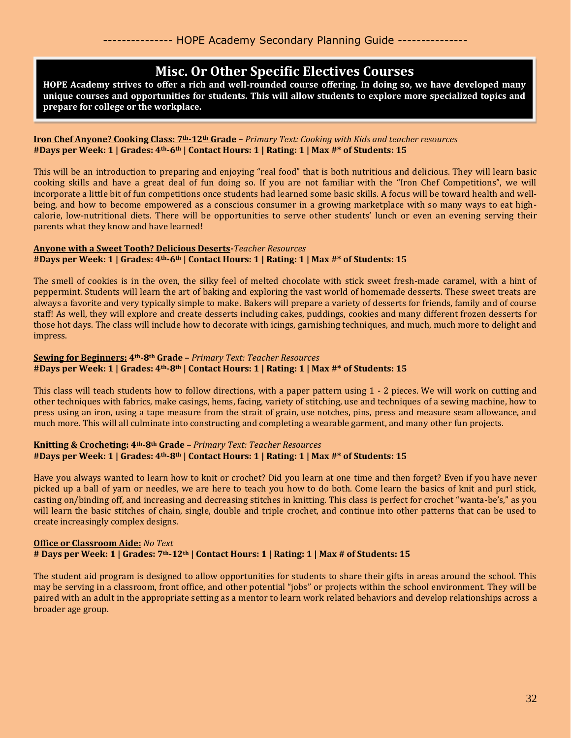## Misc. Or Other Specific Electives Courses

**HOPE Academy strives to offer a rich and well-rounded course offering. In doing so, we have developed many unique courses and opportunities for students. This will allow students to explore more specialized topics and prepare for college or the workplace.**

**Iron Chef Anyone? Cooking Class: 7th-12th Grade** – *Primary Text: Cooking with Kids and teacher resources*
**#Days per Week: 1 | Grades: 4th-6th | Contact Hours: 1 | Rating: 1 | Max #* of Students: 15**

This will be an introduction to preparing and enjoying "real food" that is both nutritious and delicious. They will learn basic cooking skills and have a great deal of fun doing so. If you are not familiar with the "Iron Chef Competitions", we will incorporate a little bit of fun competitions once students had learned some basic skills. A focus will be toward health and well-being, and how to become empowered as a conscious consumer in a growing marketplace with so many ways to eat high-calorie, low-nutritional diets. There will be opportunities to serve other students' lunch or even an evening serving their parents what they know and have learned!

**Anyone with a Sweet Tooth? Delicious Deserts**-*Teacher Resources*
**#Days per Week: 1 | Grades: 4th-6th | Contact Hours: 1 | Rating: 1 | Max #* of Students: 15**

The smell of cookies is in the oven, the silky feel of melted chocolate with stick sweet fresh-made caramel, with a hint of peppermint. Students will learn the art of baking and exploring the vast world of homemade desserts. These sweet treats are always a favorite and very typically simple to make. Bakers will prepare a variety of desserts for friends, family and of course staff! As well, they will explore and create desserts including cakes, puddings, cookies and many different frozen desserts for those hot days. The class will include how to decorate with icings, garnishing techniques, and much, much more to delight and impress.

**Sewing for Beginners: 4th-8th Grade** – *Primary Text: Teacher Resources*
**#Days per Week: 1 | Grades: 4th-8th | Contact Hours: 1 | Rating: 1 | Max #* of Students: 15**

This class will teach students how to follow directions, with a paper pattern using 1 - 2 pieces. We will work on cutting and other techniques with fabrics, make casings, hems, facing, variety of stitching, use and techniques of a sewing machine, how to press using an iron, using a tape measure from the strait of grain, use notches, pins, press and measure seam allowance, and much more. This will all culminate into constructing and completing a wearable garment, and many other fun projects.

**Knitting & Crocheting: 4th-8th Grade** – *Primary Text: Teacher Resources*
**#Days per Week: 1 | Grades: 4th-8th | Contact Hours: 1 | Rating: 1 | Max #* of Students: 15**

Have you always wanted to learn how to knit or crochet? Did you learn at one time and then forget? Even if you have never picked up a ball of yarn or needles, we are here to teach you how to do both. Come learn the basics of knit and purl stick, casting on/binding off, and increasing and decreasing stitches in knitting. This class is perfect for crochet "wanta-be's," as you will learn the basic stitches of chain, single, double and triple crochet, and continue into other patterns that can be used to create increasingly complex designs.

**Office or Classroom Aide:** *No Text*
**# Days per Week: 1 | Grades: 7th-12th | Contact Hours: 1 | Rating: 1 | Max # of Students: 15**

The student aid program is designed to allow opportunities for students to share their gifts in areas around the school. This may be serving in a classroom, front office, and other potential "jobs" or projects within the school environment. They will be paired with an adult in the appropriate setting as a mentor to learn work related behaviors and develop relationships across a broader age group.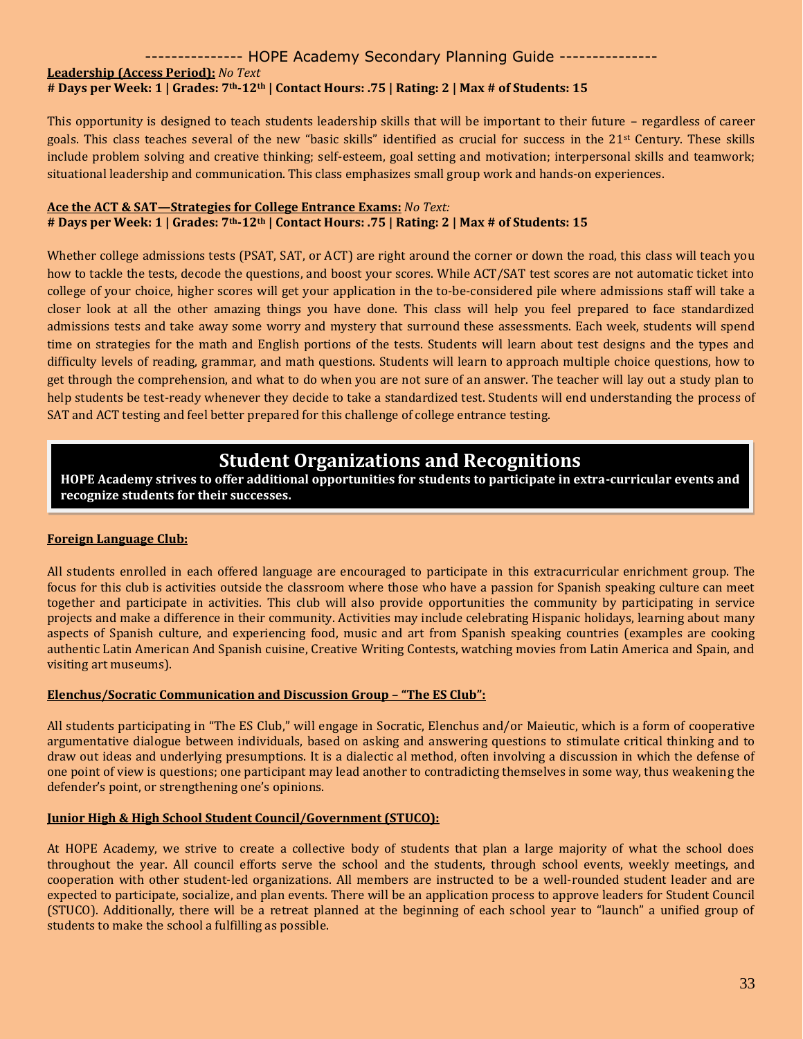**Leadership (Access Period):** *No Text*
**# Days per Week: 1 | Grades: 7th-12th | Contact Hours: .75 | Rating: 2 | Max # of Students: 15**

This opportunity is designed to teach students leadership skills that will be important to their future – regardless of career goals. This class teaches several of the new "basic skills" identified as crucial for success in the 21st Century. These skills include problem solving and creative thinking; self-esteem, goal setting and motivation; interpersonal skills and teamwork; situational leadership and communication. This class emphasizes small group work and hands-on experiences.

**Ace the ACT & SAT—Strategies for College Entrance Exams:** *No Text:*
**# Days per Week: 1 | Grades: 7th-12th | Contact Hours: .75 | Rating: 2 | Max # of Students: 15**

Whether college admissions tests (PSAT, SAT, or ACT) are right around the corner or down the road, this class will teach you how to tackle the tests, decode the questions, and boost your scores. While ACT/SAT test scores are not automatic ticket into college of your choice, higher scores will get your application in the to-be-considered pile where admissions staff will take a closer look at all the other amazing things you have done. This class will help you feel prepared to face standardized admissions tests and take away some worry and mystery that surround these assessments. Each week, students will spend time on strategies for the math and English portions of the tests. Students will learn about test designs and the types and difficulty levels of reading, grammar, and math questions. Students will learn to approach multiple choice questions, how to get through the comprehension, and what to do when you are not sure of an answer. The teacher will lay out a study plan to help students be test-ready whenever they decide to take a standardized test. Students will end understanding the process of SAT and ACT testing and feel better prepared for this challenge of college entrance testing.

## Student Organizations and Recognitions

**HOPE Academy strives to offer additional opportunities for students to participate in extra-curricular events and recognize students for their successes.**

**Foreign Language Club:**

All students enrolled in each offered language are encouraged to participate in this extracurricular enrichment group. The focus for this club is activities outside the classroom where those who have a passion for Spanish speaking culture can meet together and participate in activities. This club will also provide opportunities the community by participating in service projects and make a difference in their community. Activities may include celebrating Hispanic holidays, learning about many aspects of Spanish culture, and experiencing food, music and art from Spanish speaking countries (examples are cooking authentic Latin American And Spanish cuisine, Creative Writing Contests, watching movies from Latin America and Spain, and visiting art museums).

**Elenchus/Socratic Communication and Discussion Group – "The ES Club":**

All students participating in "The ES Club," will engage in Socratic, Elenchus and/or Maieutic, which is a form of cooperative argumentative dialogue between individuals, based on asking and answering questions to stimulate critical thinking and to draw out ideas and underlying presumptions. It is a dialectic al method, often involving a discussion in which the defense of one point of view is questions; one participant may lead another to contradicting themselves in some way, thus weakening the defender's point, or strengthening one's opinions.

**Junior High & High School Student Council/Government (STUCO):**

At HOPE Academy, we strive to create a collective body of students that plan a large majority of what the school does throughout the year. All council efforts serve the school and the students, through school events, weekly meetings, and cooperation with other student-led organizations. All members are instructed to be a well-rounded student leader and are expected to participate, socialize, and plan events. There will be an application process to approve leaders for Student Council (STUCO). Additionally, there will be a retreat planned at the beginning of each school year to "launch" a unified group of students to make the school a fulfilling as possible.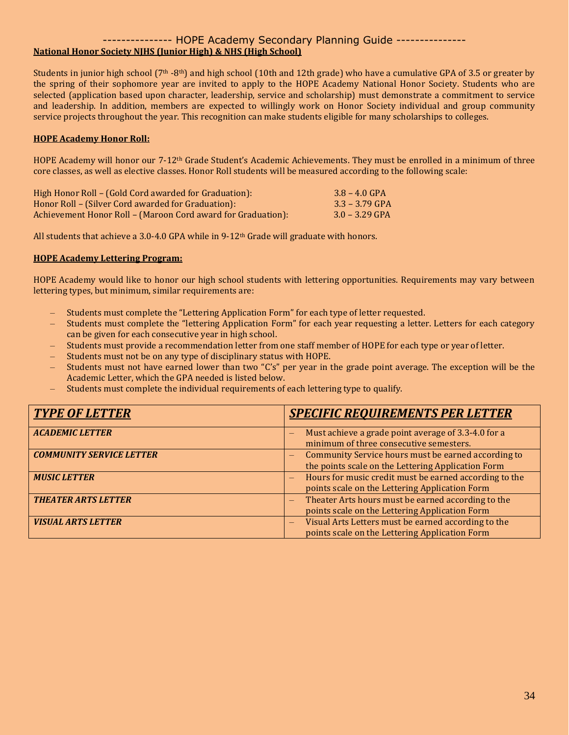## National Honor Society NJHS (Junior High) & NHS (High School)

Students in junior high school (7th -8th) and high school (10th and 12th grade) who have a cumulative GPA of 3.5 or greater by the spring of their sophomore year are invited to apply to the HOPE Academy National Honor Society. Students who are selected (application based upon character, leadership, service and scholarship) must demonstrate a commitment to service and leadership. In addition, members are expected to willingly work on Honor Society individual and group community service projects throughout the year. This recognition can make students eligible for many scholarships to colleges.

## HOPE Academy Honor Roll:

HOPE Academy will honor our 7-12th Grade Student's Academic Achievements. They must be enrolled in a minimum of three core classes, as well as elective classes. Honor Roll students will be measured according to the following scale:

High Honor Roll – (Gold Cord awarded for Graduation): 3.8 – 4.0 GPA
Honor Roll – (Silver Cord awarded for Graduation): 3.3 – 3.79 GPA
Achievement Honor Roll – (Maroon Cord award for Graduation): 3.0 – 3.29 GPA

All students that achieve a 3.0-4.0 GPA while in 9-12th Grade will graduate with honors.

## HOPE Academy Lettering Program:

HOPE Academy would like to honor our high school students with lettering opportunities. Requirements may vary between lettering types, but minimum, similar requirements are:

- Students must complete the "Lettering Application Form" for each type of letter requested.
- Students must complete the "lettering Application Form" for each year requesting a letter. Letters for each category can be given for each consecutive year in high school.
- Students must provide a recommendation letter from one staff member of HOPE for each type or year of letter.
- Students must not be on any type of disciplinary status with HOPE.
- Students must not have earned lower than two "C's" per year in the grade point average. The exception will be the Academic Letter, which the GPA needed is listed below.
- Students must complete the individual requirements of each lettering type to qualify.

| ***TYPE OF LETTER*** | ***SPECIFIC REQUIREMENTS PER LETTER*** |
|---|---|
| ***ACADEMIC LETTER*** | – Must achieve a grade point average of 3.3-4.0 for a minimum of three consecutive semesters. |
| ***COMMUNITY SERVICE LETTER*** | – Community Service hours must be earned according to the points scale on the Lettering Application Form |
| ***MUSIC LETTER*** | – Hours for music credit must be earned according to the points scale on the Lettering Application Form |
| ***THEATER ARTS LETTER*** | – Theater Arts hours must be earned according to the points scale on the Lettering Application Form |
| ***VISUAL ARTS LETTER*** | – Visual Arts Letters must be earned according to the points scale on the Lettering Application Form |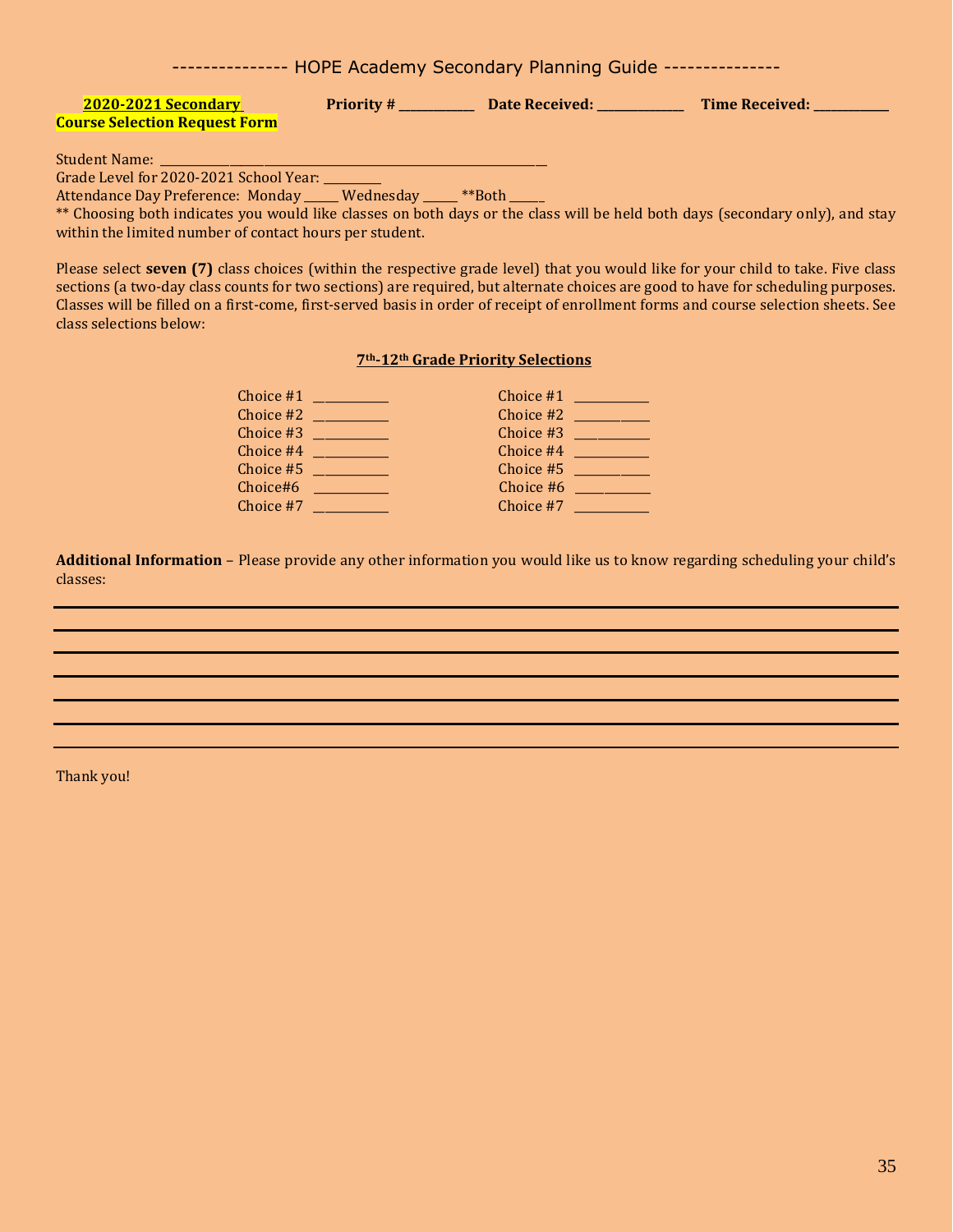--------------- HOPE Academy Secondary Planning Guide ---------------

**2020-2021 Secondary Course Selection Request Form**

**Priority # ___________ Date Received: _____________ Time Received: ___________**

Student Name: ___________________________________________________________

Grade Level for 2020-2021 School Year: _________

Attendance Day Preference: Monday _____ Wednesday _____ **Both _____

** Choosing both indicates you would like classes on both days or the class will be held both days (secondary only), and stay within the limited number of contact hours per student.

Please select **seven (7)** class choices (within the respective grade level) that you would like for your child to take. Five class sections (a two-day class counts for two sections) are required, but alternate choices are good to have for scheduling purposes. Classes will be filled on a first-come, first-served basis in order of receipt of enrollment forms and course selection sheets. See class selections below:

**7th-12th Grade Priority Selections**

| | |
|---|---|
| Choice #1 ___________ | Choice #1 ___________ |
| Choice #2 ___________ | Choice #2 ___________ |
| Choice #3 ___________ | Choice #3 ___________ |
| Choice #4 ___________ | Choice #4 ___________ |
| Choice #5 ___________ | Choice #5 ___________ |
| Choice#6 ___________ | Choice #6 ___________ |
| Choice #7 ___________ | Choice #7 ___________ |

**Additional Information** – Please provide any other information you would like us to know regarding scheduling your child's classes:

_______________________________________________________________________________

_______________________________________________________________________________

_______________________________________________________________________________

_______________________________________________________________________________

_______________________________________________________________________________

_______________________________________________________________________________

_______________________________________________________________________________

Thank you!